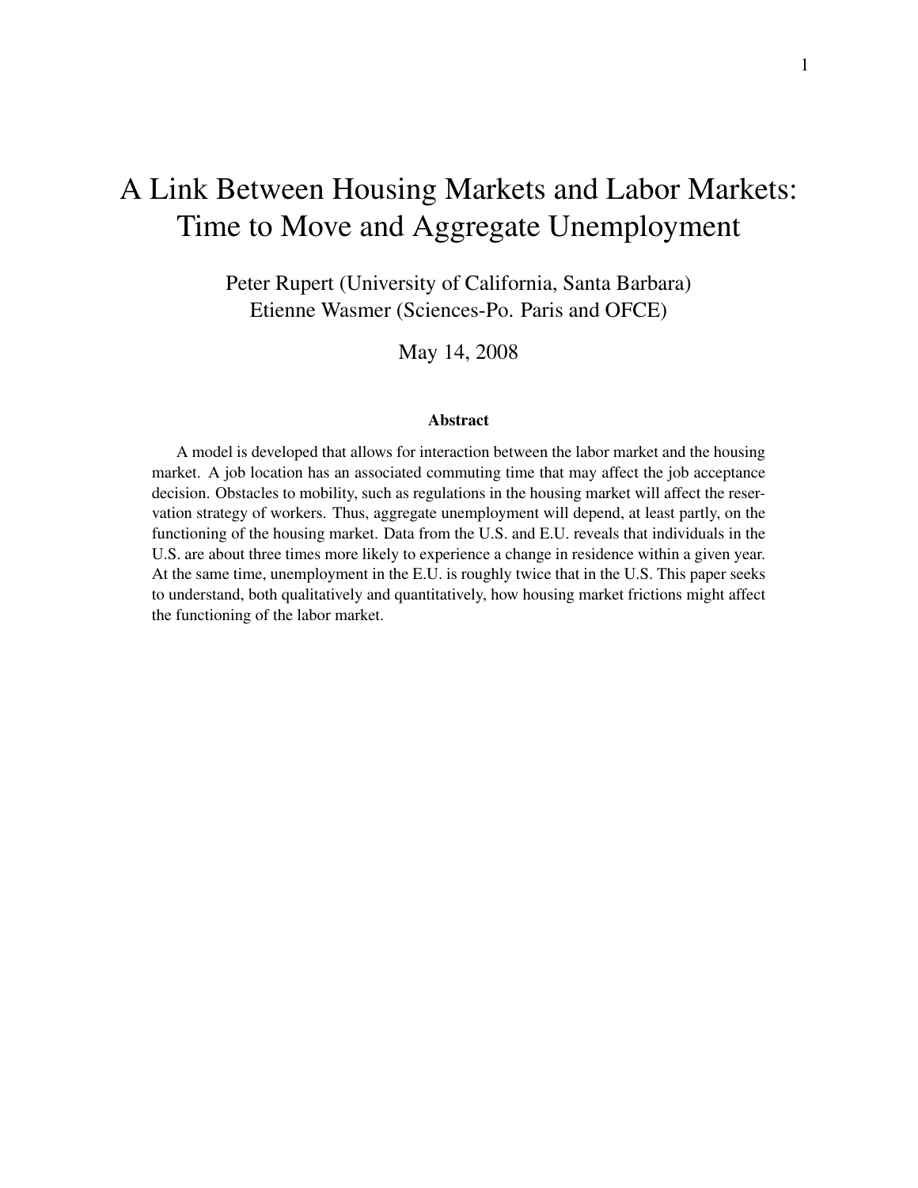# A Link Between Housing Markets and Labor Markets: Time to Move and Aggregate Unemployment

Peter Rupert (University of California, Santa Barbara)
Etienne Wasmer (Sciences-Po. Paris and OFCE)

May 14, 2008

### Abstract

A model is developed that allows for interaction between the labor market and the housing market. A job location has an associated commuting time that may affect the job acceptance decision. Obstacles to mobility, such as regulations in the housing market will affect the reservation strategy of workers. Thus, aggregate unemployment will depend, at least partly, on the functioning of the housing market. Data from the U.S. and E.U. reveals that individuals in the U.S. are about three times more likely to experience a change in residence within a given year. At the same time, unemployment in the E.U. is roughly twice that in the U.S. This paper seeks to understand, both qualitatively and quantitatively, how housing market frictions might affect the functioning of the labor market.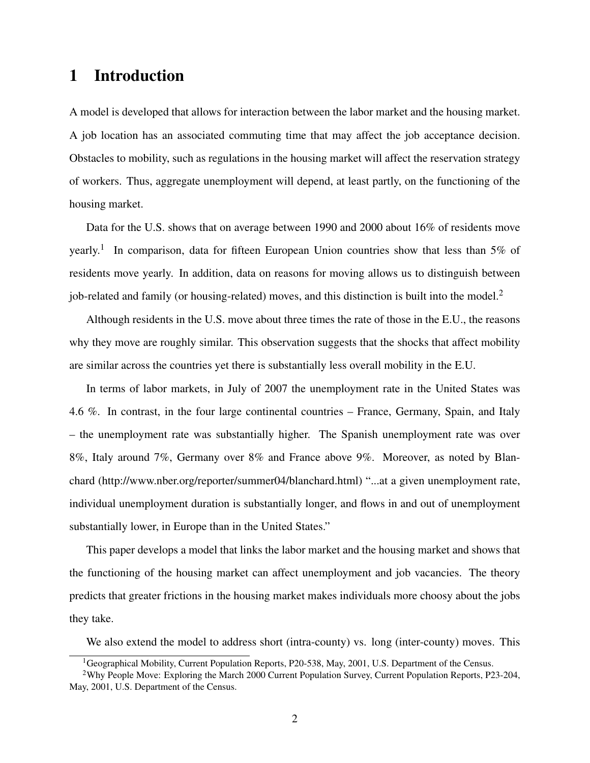# 1 Introduction

A model is developed that allows for interaction between the labor market and the housing market. A job location has an associated commuting time that may affect the job acceptance decision. Obstacles to mobility, such as regulations in the housing market will affect the reservation strategy of workers. Thus, aggregate unemployment will depend, at least partly, on the functioning of the housing market.

Data for the U.S. shows that on average between 1990 and 2000 about 16% of residents move yearly.[1] In comparison, data for fifteen European Union countries show that less than 5% of residents move yearly. In addition, data on reasons for moving allows us to distinguish between job-related and family (or housing-related) moves, and this distinction is built into the model.[2]

Although residents in the U.S. move about three times the rate of those in the E.U., the reasons why they move are roughly similar. This observation suggests that the shocks that affect mobility are similar across the countries yet there is substantially less overall mobility in the E.U.

In terms of labor markets, in July of 2007 the unemployment rate in the United States was 4.6 %. In contrast, in the four large continental countries – France, Germany, Spain, and Italy – the unemployment rate was substantially higher. The Spanish unemployment rate was over 8%, Italy around 7%, Germany over 8% and France above 9%. Moreover, as noted by Blanchard (http://www.nber.org/reporter/summer04/blanchard.html) "...at a given unemployment rate, individual unemployment duration is substantially longer, and flows in and out of unemployment substantially lower, in Europe than in the United States."

This paper develops a model that links the labor market and the housing market and shows that the functioning of the housing market can affect unemployment and job vacancies. The theory predicts that greater frictions in the housing market makes individuals more choosy about the jobs they take.

We also extend the model to address short (intra-county) vs. long (inter-county) moves. This

---

[1] Geographical Mobility, Current Population Reports, P20-538, May, 2001, U.S. Department of the Census.

[2] Why People Move: Exploring the March 2000 Current Population Survey, Current Population Reports, P23-204, May, 2001, U.S. Department of the Census.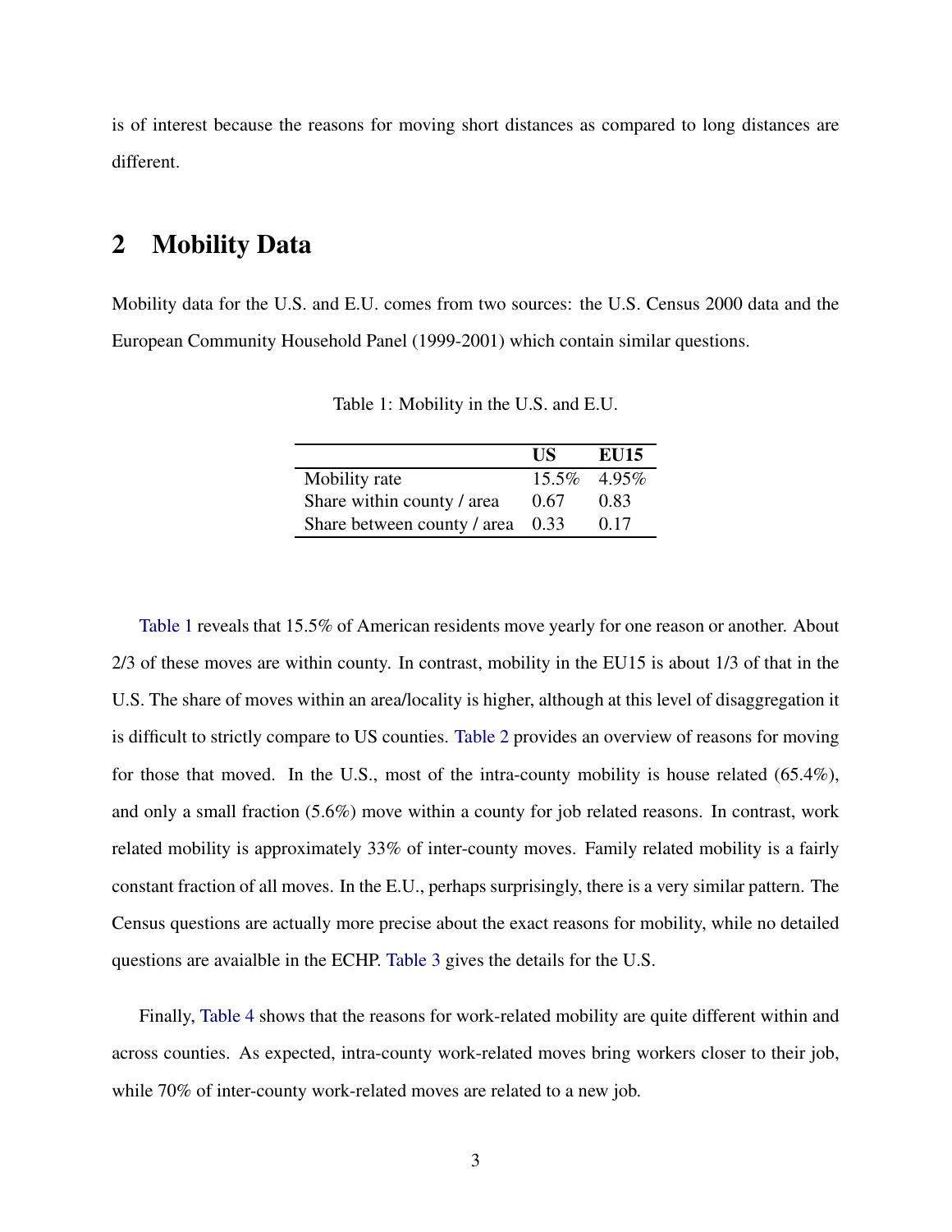is of interest because the reasons for moving short distances as compared to long distances are different.

## 2 Mobility Data

Mobility data for the U.S. and E.U. comes from two sources: the U.S. Census 2000 data and the European Community Household Panel (1999-2001) which contain similar questions.

Table 1: Mobility in the U.S. and E.U.

| | **US** | **EU15** |
|---|---|---|
| Mobility rate | 15.5% | 4.95% |
| Share within county / area | 0.67 | 0.83 |
| Share between county / area | 0.33 | 0.17 |

Table 1 reveals that 15.5% of American residents move yearly for one reason or another. About 2/3 of these moves are within county. In contrast, mobility in the EU15 is about 1/3 of that in the U.S. The share of moves within an area/locality is higher, although at this level of disaggregation it is difficult to strictly compare to US counties. Table 2 provides an overview of reasons for moving for those that moved. In the U.S., most of the intra-county mobility is house related (65.4%), and only a small fraction (5.6%) move within a county for job related reasons. In contrast, work related mobility is approximately 33% of inter-county moves. Family related mobility is a fairly constant fraction of all moves. In the E.U., perhaps surprisingly, there is a very similar pattern. The Census questions are actually more precise about the exact reasons for mobility, while no detailed questions are avaialble in the ECHP. Table 3 gives the details for the U.S.

Finally, Table 4 shows that the reasons for work-related mobility are quite different within and across counties. As expected, intra-county work-related moves bring workers closer to their job, while 70% of inter-county work-related moves are related to a new job.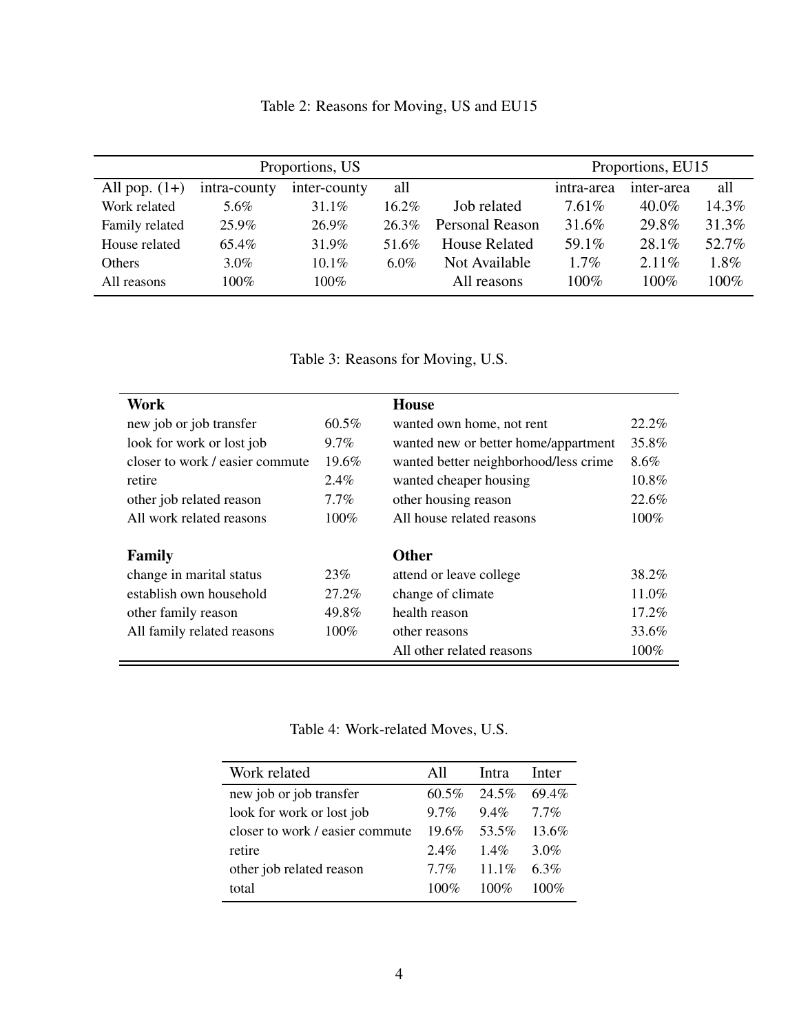Table 2: Reasons for Moving, US and EU15

| Proportions, US | | | | | Proportions, EU15 | | |
|---|---|---|---|---|---|---|---|
| All pop. (1+) | intra-county | inter-county | all | | intra-area | inter-area | all |
| Work related | 5.6% | 31.1% | 16.2% | Job related | 7.61% | 40.0% | 14.3% |
| Family related | 25.9% | 26.9% | 26.3% | Personal Reason | 31.6% | 29.8% | 31.3% |
| House related | 65.4% | 31.9% | 51.6% | House Related | 59.1% | 28.1% | 52.7% |
| Others | 3.0% | 10.1% | 6.0% | Not Available | 1.7% | 2.11% | 1.8% |
| All reasons | 100% | 100% | | All reasons | 100% | 100% | 100% |

Table 3: Reasons for Moving, U.S.

| **Work** | | **House** | |
|---|---|---|---|
| new job or job transfer | 60.5% | wanted own home, not rent | 22.2% |
| look for work or lost job | 9.7% | wanted new or better home/appartment | 35.8% |
| closer to work / easier commute | 19.6% | wanted better neighborhood/less crime | 8.6% |
| retire | 2.4% | wanted cheaper housing | 10.8% |
| other job related reason | 7.7% | other housing reason | 22.6% |
| All work related reasons | 100% | All house related reasons | 100% |
| | | | |
| **Family** | | **Other** | |
| change in marital status | 23% | attend or leave college | 38.2% |
| establish own household | 27.2% | change of climate | 11.0% |
| other family reason | 49.8% | health reason | 17.2% |
| All family related reasons | 100% | other reasons | 33.6% |
| | | All other related reasons | 100% |

Table 4: Work-related Moves, U.S.

| Work related | All | Intra | Inter |
|---|---|---|---|
| new job or job transfer | 60.5% | 24.5% | 69.4% |
| look for work or lost job | 9.7% | 9.4% | 7.7% |
| closer to work / easier commute | 19.6% | 53.5% | 13.6% |
| retire | 2.4% | 1.4% | 3.0% |
| other job related reason | 7.7% | 11.1% | 6.3% |
| total | 100% | 100% | 100% |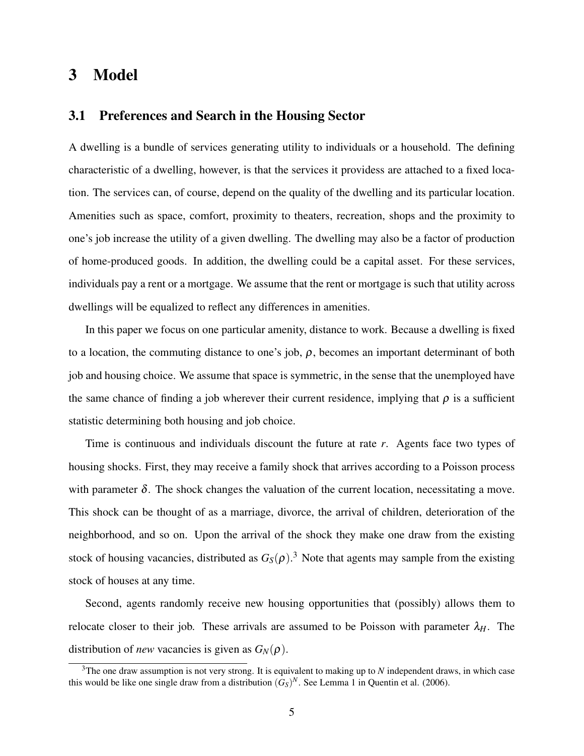# 3 Model

## 3.1 Preferences and Search in the Housing Sector

A dwelling is a bundle of services generating utility to individuals or a household. The defining characteristic of a dwelling, however, is that the services it providess are attached to a fixed location. The services can, of course, depend on the quality of the dwelling and its particular location. Amenities such as space, comfort, proximity to theaters, recreation, shops and the proximity to one's job increase the utility of a given dwelling. The dwelling may also be a factor of production of home-produced goods. In addition, the dwelling could be a capital asset. For these services, individuals pay a rent or a mortgage. We assume that the rent or mortgage is such that utility across dwellings will be equalized to reflect any differences in amenities.

In this paper we focus on one particular amenity, distance to work. Because a dwelling is fixed to a location, the commuting distance to one's job, $\rho$, becomes an important determinant of both job and housing choice. We assume that space is symmetric, in the sense that the unemployed have the same chance of finding a job wherever their current residence, implying that $\rho$ is a sufficient statistic determining both housing and job choice.

Time is continuous and individuals discount the future at rate $r$. Agents face two types of housing shocks. First, they may receive a family shock that arrives according to a Poisson process with parameter $\delta$. The shock changes the valuation of the current location, necessitating a move. This shock can be thought of as a marriage, divorce, the arrival of children, deterioration of the neighborhood, and so on. Upon the arrival of the shock they make one draw from the existing stock of housing vacancies, distributed as $G_S(\rho)$.[3] Note that agents may sample from the existing stock of houses at any time.

Second, agents randomly receive new housing opportunities that (possibly) allows them to relocate closer to their job. These arrivals are assumed to be Poisson with parameter $\lambda_H$. The distribution of *new* vacancies is given as $G_N(\rho)$.

[3]The one draw assumption is not very strong. It is equivalent to making up to $N$ independent draws, in which case this would be like one single draw from a distribution $(G_S)^N$. See Lemma 1 in Quentin et al. (2006).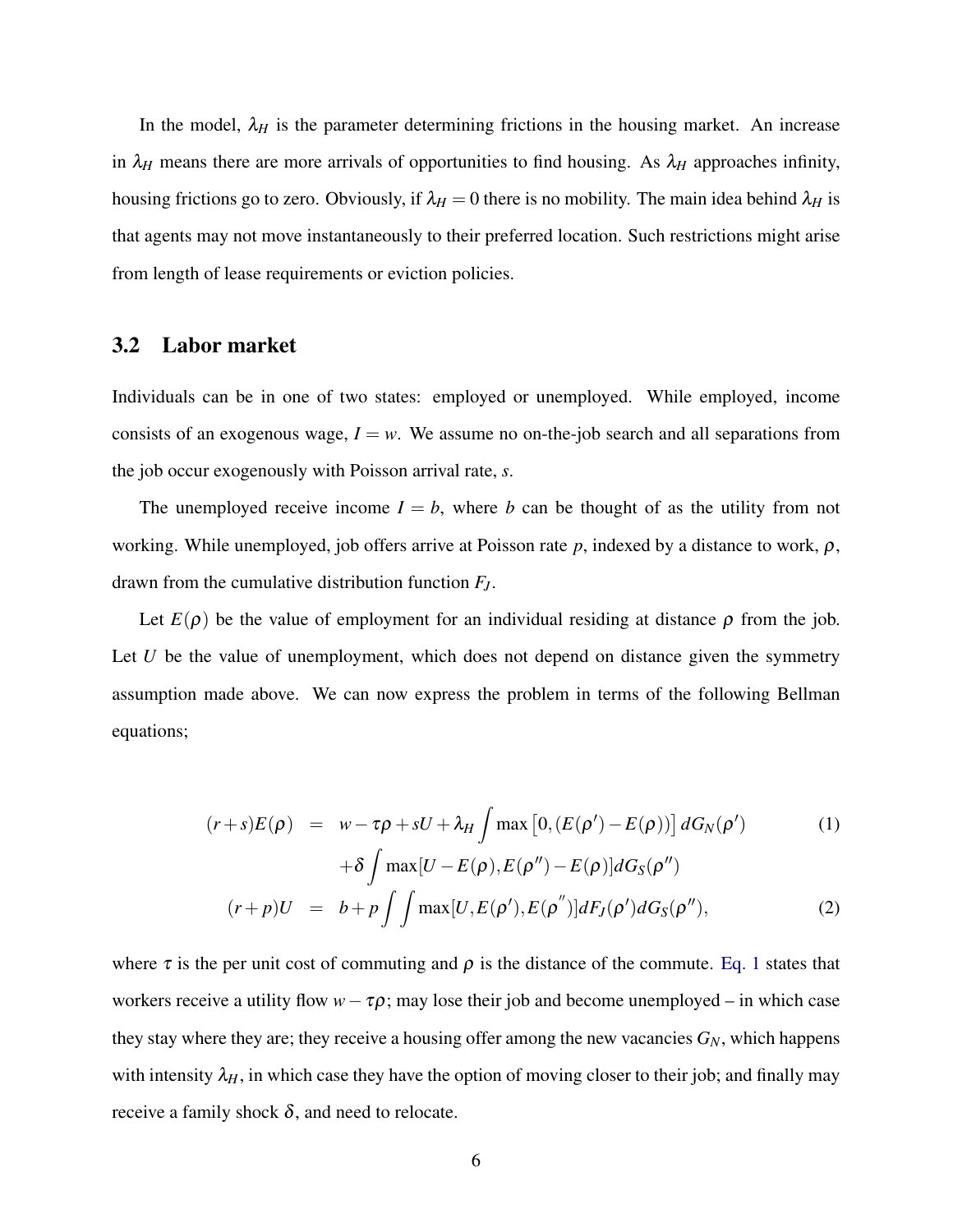In the model, $\lambda_H$ is the parameter determining frictions in the housing market. An increase in $\lambda_H$ means there are more arrivals of opportunities to find housing. As $\lambda_H$ approaches infinity, housing frictions go to zero. Obviously, if $\lambda_H = 0$ there is no mobility. The main idea behind $\lambda_H$ is that agents may not move instantaneously to their preferred location. Such restrictions might arise from length of lease requirements or eviction policies.

## 3.2 Labor market

Individuals can be in one of two states: employed or unemployed. While employed, income consists of an exogenous wage, $I = w$. We assume no on-the-job search and all separations from the job occur exogenously with Poisson arrival rate, $s$.

The unemployed receive income $I = b$, where $b$ can be thought of as the utility from not working. While unemployed, job offers arrive at Poisson rate $p$, indexed by a distance to work, $\rho$, drawn from the cumulative distribution function $F_J$.

Let $E(\rho)$ be the value of employment for an individual residing at distance $\rho$ from the job. Let $U$ be the value of unemployment, which does not depend on distance given the symmetry assumption made above. We can now express the problem in terms of the following Bellman equations;

$$
\begin{aligned}
(r+s)E(\rho) &= w - \tau\rho + sU + \lambda_H \int \max\left[0, (E(\rho') - E(\rho))\right] dG_N(\rho') \qquad (1) \\
&\quad + \delta \int \max[U - E(\rho), E(\rho'') - E(\rho)] dG_S(\rho'') \\
(r+p)U &= b + p \int \int \max[U, E(\rho'), E(\rho'')] dF_J(\rho') dG_S(\rho''), \qquad (2)
\end{aligned}
$$

where $\tau$ is the per unit cost of commuting and $\rho$ is the distance of the commute. Eq. 1 states that workers receive a utility flow $w - \tau\rho$; may lose their job and become unemployed – in which case they stay where they are; they receive a housing offer among the new vacancies $G_N$, which happens with intensity $\lambda_H$, in which case they have the option of moving closer to their job; and finally may receive a family shock $\delta$, and need to relocate.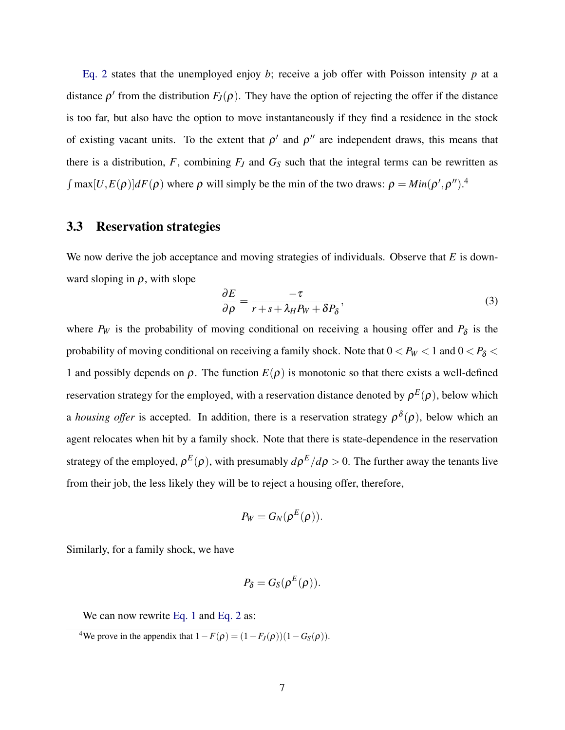Eq. 2 states that the unemployed enjoy $b$; receive a job offer with Poisson intensity $p$ at a distance $\rho'$ from the distribution $F_J(\rho)$. They have the option of rejecting the offer if the distance is too far, but also have the option to move instantaneously if they find a residence in the stock of existing vacant units. To the extent that $\rho'$ and $\rho''$ are independent draws, this means that there is a distribution, $F$, combining $F_J$ and $G_S$ such that the integral terms can be rewritten as $\int \max[U, E(\rho)] dF(\rho)$ where $\rho$ will simply be the min of the two draws: $\rho = Min(\rho', \rho'')$.[4]

### 3.3 Reservation strategies

We now derive the job acceptance and moving strategies of individuals. Observe that $E$ is downward sloping in $\rho$, with slope

$$\frac{\partial E}{\partial \rho} = \frac{-\tau}{r + s + \lambda_H P_W + \delta P_\delta}, \tag{3}$$

where $P_W$ is the probability of moving conditional on receiving a housing offer and $P_\delta$ is the probability of moving conditional on receiving a family shock. Note that $0 < P_W < 1$ and $0 < P_\delta < 1$ and possibly depends on $\rho$. The function $E(\rho)$ is monotonic so that there exists a well-defined reservation strategy for the employed, with a reservation distance denoted by $\rho^E(\rho)$, below which a *housing offer* is accepted. In addition, there is a reservation strategy $\rho^\delta(\rho)$, below which an agent relocates when hit by a family shock. Note that there is state-dependence in the reservation strategy of the employed, $\rho^E(\rho)$, with presumably $d\rho^E/d\rho > 0$. The further away the tenants live from their job, the less likely they will be to reject a housing offer, therefore,

$$P_W = G_N(\rho^E(\rho)).$$

Similarly, for a family shock, we have

$$P_\delta = G_S(\rho^E(\rho)).$$

We can now rewrite Eq. 1 and Eq. 2 as:

[4] We prove in the appendix that $1 - F(\rho) = (1 - F_J(\rho))(1 - G_S(\rho))$.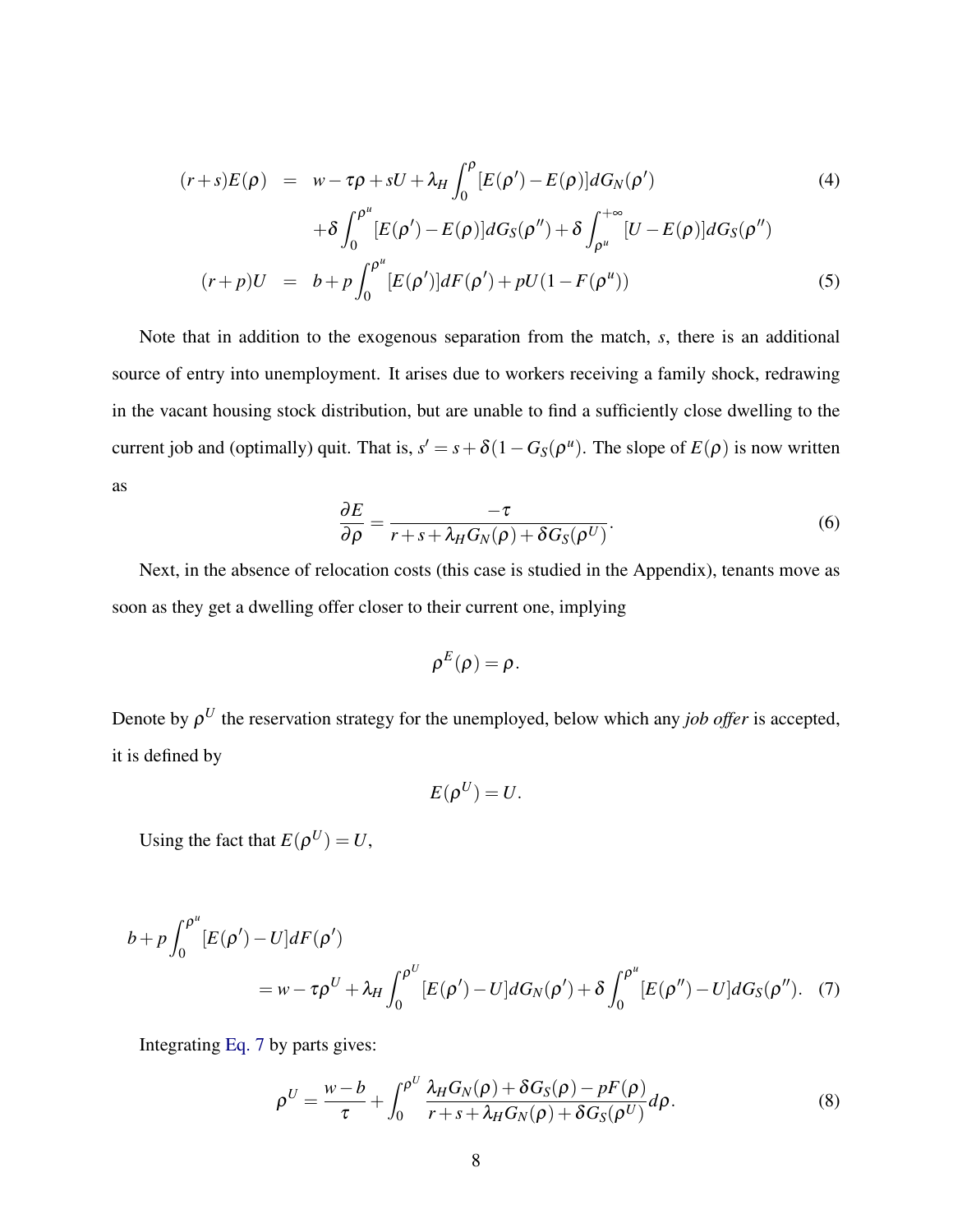$$
\begin{aligned}
(r+s)E(\rho) &= w - \tau\rho + sU + \lambda_H \int_0^{\rho} [E(\rho') - E(\rho)] dG_N(\rho') \\
&\quad + \delta \int_0^{\rho^u} [E(\rho') - E(\rho)] dG_S(\rho'') + \delta \int_{\rho^u}^{+\infty} [U - E(\rho)] dG_S(\rho'')
\end{aligned} \tag{4}
$$

$$
(r+p)U = b + p \int_0^{\rho^u} [E(\rho')] dF(\rho') + pU(1 - F(\rho^u)) \tag{5}
$$

Note that in addition to the exogenous separation from the match, $s$, there is an additional source of entry into unemployment. It arises due to workers receiving a family shock, redrawing in the vacant housing stock distribution, but are unable to find a sufficiently close dwelling to the current job and (optimally) quit. That is, $s' = s + \delta(1 - G_S(\rho^u))$. The slope of $E(\rho)$ is now written as

$$
\frac{\partial E}{\partial \rho} = \frac{-\tau}{r + s + \lambda_H G_N(\rho) + \delta G_S(\rho^U)}. \tag{6}
$$

Next, in the absence of relocation costs (this case is studied in the Appendix), tenants move as soon as they get a dwelling offer closer to their current one, implying

$$
\rho^E(\rho) = \rho.
$$

Denote by $\rho^U$ the reservation strategy for the unemployed, below which any *job offer* is accepted, it is defined by

$$
E(\rho^U) = U.
$$

Using the fact that $E(\rho^U) = U$,

$$
\begin{aligned}
&b + p \int_0^{\rho^u} [E(\rho') - U] dF(\rho') \\
&\qquad = w - \tau\rho^U + \lambda_H \int_0^{\rho^U} [E(\rho') - U] dG_N(\rho') + \delta \int_0^{\rho^u} [E(\rho'') - U] dG_S(\rho'').
\end{aligned} \tag{7}
$$

Integrating Eq. 7 by parts gives:

$$
\rho^U = \frac{w - b}{\tau} + \int_0^{\rho^U} \frac{\lambda_H G_N(\rho) + \delta G_S(\rho) - pF(\rho)}{r + s + \lambda_H G_N(\rho) + \delta G_S(\rho^U)} d\rho. \tag{8}
$$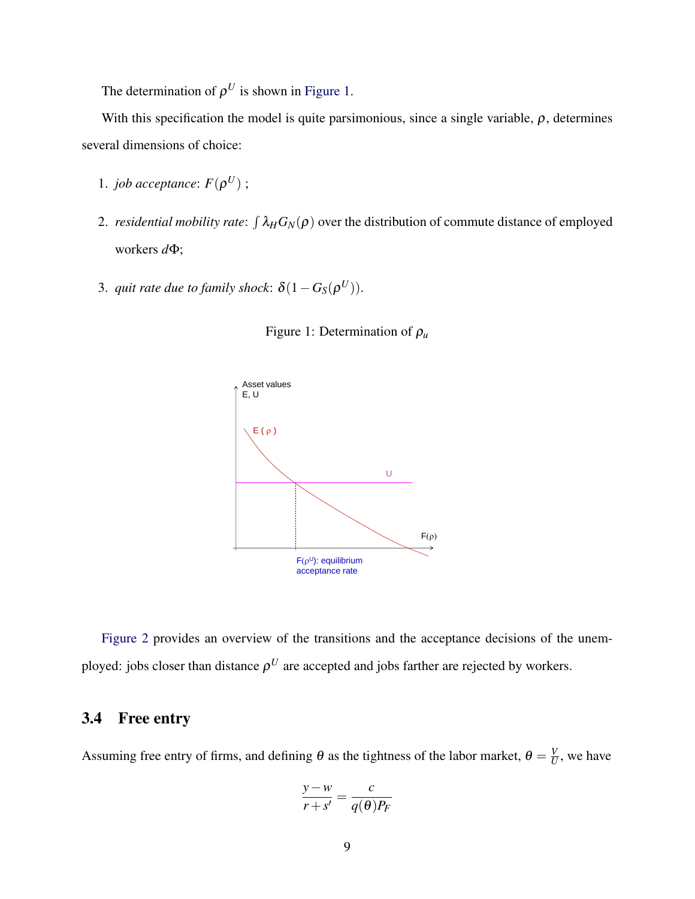The determination of $\rho^U$ is shown in Figure 1.

With this specification the model is quite parsimonious, since a single variable, $\rho$, determines several dimensions of choice:

1. *job acceptance*: $F(\rho^U)$ ;
2. *residential mobility rate*: $\int \lambda_H G_N(\rho)$ over the distribution of commute distance of employed workers $d\Phi$;
3. *quit rate due to family shock*: $\delta(1 - G_S(\rho^U))$.

Figure 1: Determination of $\rho_u$

Figure 2 provides an overview of the transitions and the acceptance decisions of the unemployed: jobs closer than distance $\rho^U$ are accepted and jobs farther are rejected by workers.

### 3.4 Free entry

Assuming free entry of firms, and defining $\theta$ as the tightness of the labor market, $\theta = \frac{V}{U}$, we have

$$\frac{y - w}{r + s'} = \frac{c}{q(\theta) P_F}$$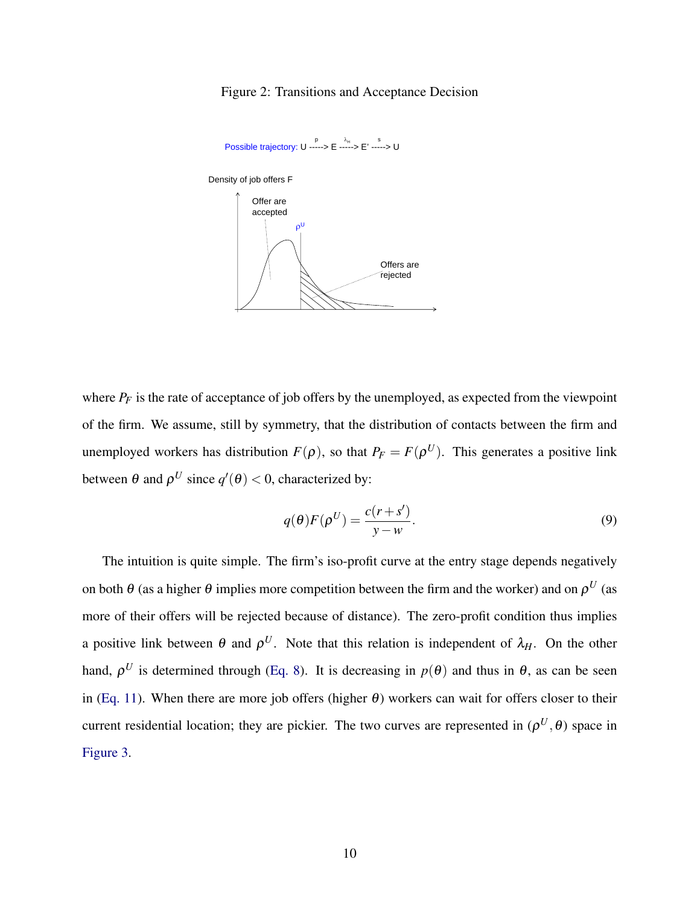Figure 2: Transitions and Acceptance Decision

where $P_F$ is the rate of acceptance of job offers by the unemployed, as expected from the viewpoint of the firm. We assume, still by symmetry, that the distribution of contacts between the firm and unemployed workers has distribution $F(\rho)$, so that $P_F = F(\rho^U)$. This generates a positive link between $\theta$ and $\rho^U$ since $q'(\theta) < 0$, characterized by:

$$q(\theta)F(\rho^U) = \frac{c(r+s')}{y-w}. \tag{9}$$

The intuition is quite simple. The firm's iso-profit curve at the entry stage depends negatively on both $\theta$ (as a higher $\theta$ implies more competition between the firm and the worker) and on $\rho^U$ (as more of their offers will be rejected because of distance). The zero-profit condition thus implies a positive link between $\theta$ and $\rho^U$. Note that this relation is independent of $\lambda_H$. On the other hand, $\rho^U$ is determined through (Eq. 8). It is decreasing in $p(\theta)$ and thus in $\theta$, as can be seen in (Eq. 11). When there are more job offers (higher $\theta$) workers can wait for offers closer to their current residential location; they are pickier. The two curves are represented in $(\rho^U, \theta)$ space in Figure 3.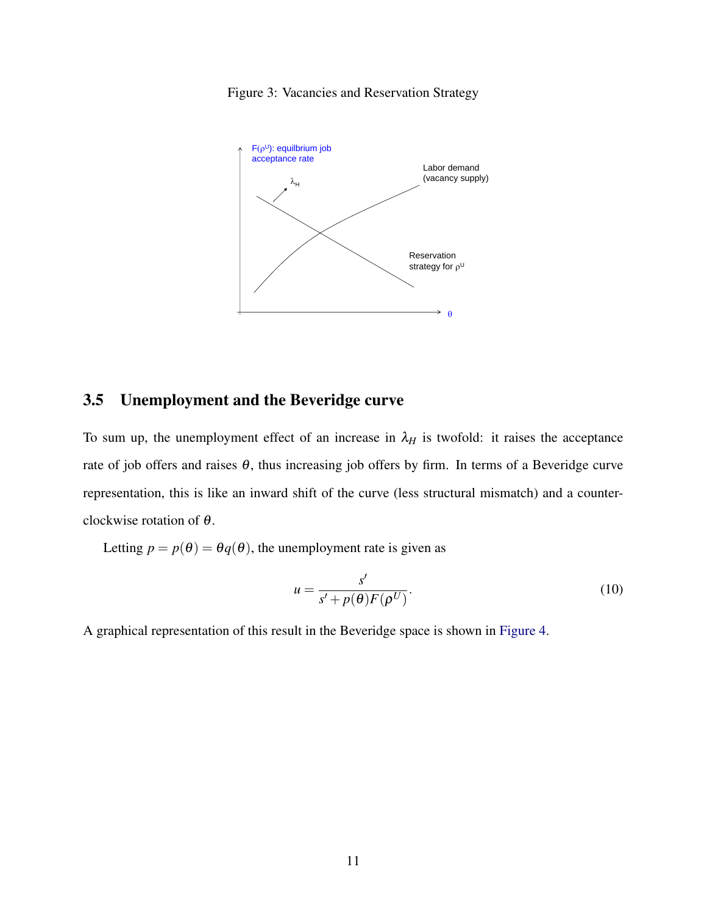Figure 3: Vacancies and Reservation Strategy

## 3.5 Unemployment and the Beveridge curve

To sum up, the unemployment effect of an increase in $\lambda_H$ is twofold: it raises the acceptance rate of job offers and raises $\theta$, thus increasing job offers by firm. In terms of a Beveridge curve representation, this is like an inward shift of the curve (less structural mismatch) and a counter-clockwise rotation of $\theta$.

Letting $p = p(\theta) = \theta q(\theta)$, the unemployment rate is given as

$$u = \frac{s'}{s' + p(\theta)F(\rho^U)}. \tag{10}$$

A graphical representation of this result in the Beveridge space is shown in Figure 4.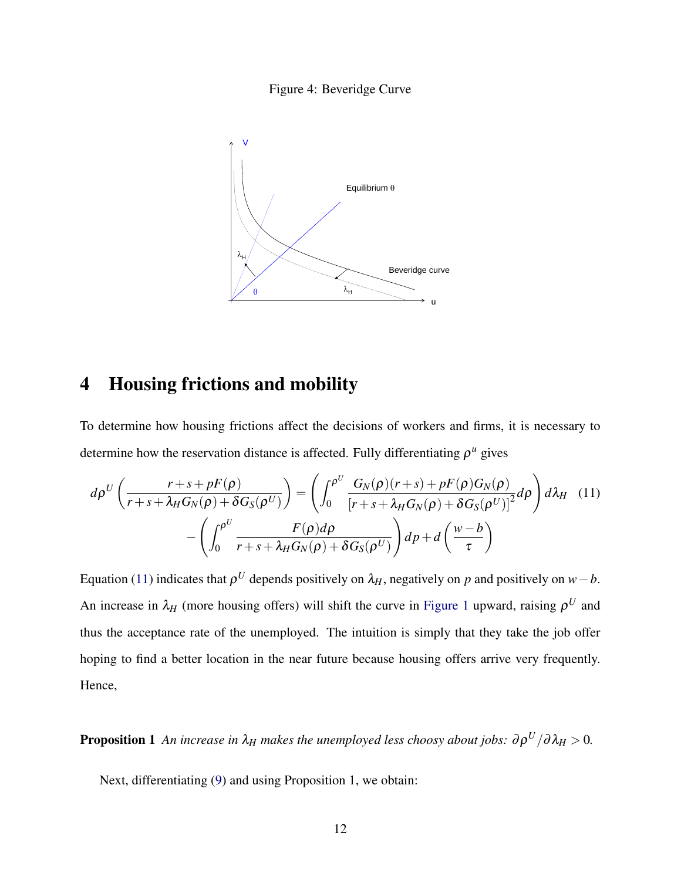Figure 4: Beveridge Curve

# 4 Housing frictions and mobility

To determine how housing frictions affect the decisions of workers and firms, it is necessary to determine how the reservation distance is affected. Fully differentiating $\rho^u$ gives

$$d\rho^U\left(\frac{r+s+pF(\rho)}{r+s+\lambda_H G_N(\rho)+\delta G_S(\rho^U)}\right)=\left(\int_0^{\rho^U}\frac{G_N(\rho)(r+s)+pF(\rho)G_N(\rho)}{\left[r+s+\lambda_H G_N(\rho)+\delta G_S(\rho^U)\right]^2}d\rho\right)d\lambda_H \quad (11)$$
$$-\left(\int_0^{\rho^U}\frac{F(\rho)d\rho}{r+s+\lambda_H G_N(\rho)+\delta G_S(\rho^U)}\right)dp+d\left(\frac{w-b}{\tau}\right)$$

Equation (11) indicates that $\rho^U$ depends positively on $\lambda_H$, negatively on $p$ and positively on $w-b$. An increase in $\lambda_H$ (more housing offers) will shift the curve in Figure 1 upward, raising $\rho^U$ and thus the acceptance rate of the unemployed. The intuition is simply that they take the job offer hoping to find a better location in the near future because housing offers arrive very frequently. Hence,

**Proposition 1** *An increase in $\lambda_H$ makes the unemployed less choosy about jobs: $\partial\rho^U/\partial\lambda_H > 0$.*

Next, differentiating (9) and using Proposition 1, we obtain: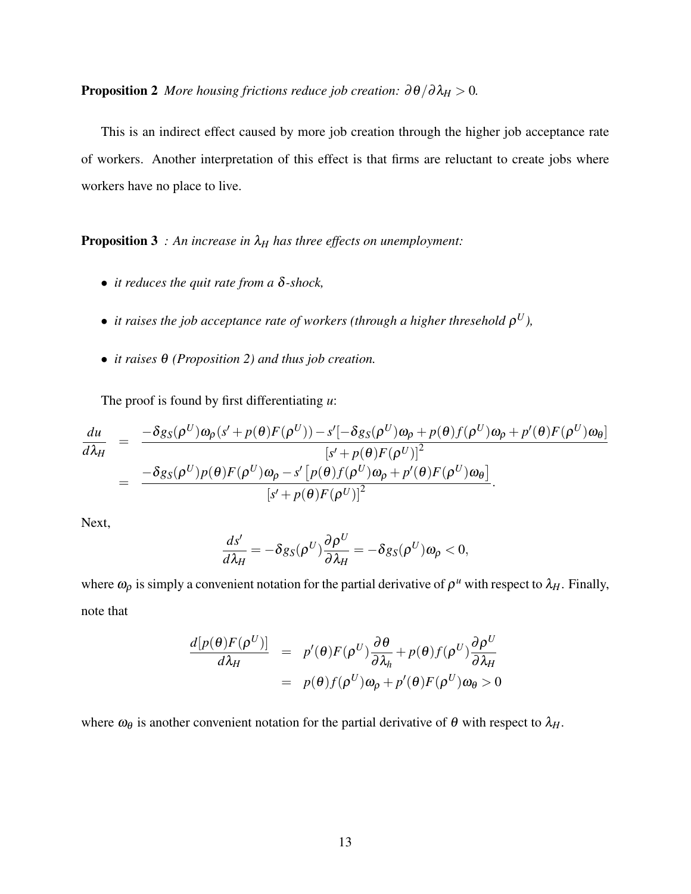**Proposition 2** *More housing frictions reduce job creation: $\partial\theta/\partial\lambda_H > 0$.*

This is an indirect effect caused by more job creation through the higher job acceptance rate of workers. Another interpretation of this effect is that firms are reluctant to create jobs where workers have no place to live.

**Proposition 3** *: An increase in $\lambda_H$ has three effects on unemployment:*

- *it reduces the quit rate from a $\delta$-shock,*
- *it raises the job acceptance rate of workers (through a higher thresehold $\rho^U$),*
- *it raises $\theta$ (Proposition 2) and thus job creation.*

The proof is found by first differentiating $u$:

$$
\begin{aligned}
\frac{du}{d\lambda_H} &= \frac{-\delta g_S(\rho^U)\omega_\rho(s' + p(\theta)F(\rho^U)) - s'[-\delta g_S(\rho^U)\omega_\rho + p(\theta)f(\rho^U)\omega_\rho + p'(\theta)F(\rho^U)\omega_\theta]}{[s' + p(\theta)F(\rho^U)]^2} \\
&= \frac{-\delta g_S(\rho^U)p(\theta)F(\rho^U)\omega_\rho - s'\left[p(\theta)f(\rho^U)\omega_\rho + p'(\theta)F(\rho^U)\omega_\theta\right]}{[s' + p(\theta)F(\rho^U)]^2}.
\end{aligned}
$$

Next,

$$
\frac{ds'}{d\lambda_H} = -\delta g_S(\rho^U)\frac{\partial\rho^U}{\partial\lambda_H} = -\delta g_S(\rho^U)\omega_\rho < 0,
$$

where $\omega_\rho$ is simply a convenient notation for the partial derivative of $\rho^u$ with respect to $\lambda_H$. Finally, note that

$$
\begin{aligned}
\frac{d[p(\theta)F(\rho^U)]}{d\lambda_H} &= p'(\theta)F(\rho^U)\frac{\partial\theta}{\partial\lambda_h} + p(\theta)f(\rho^U)\frac{\partial\rho^U}{\partial\lambda_H} \\
&= p(\theta)f(\rho^U)\omega_\rho + p'(\theta)F(\rho^U)\omega_\theta > 0
\end{aligned}
$$

where $\omega_\theta$ is another convenient notation for the partial derivative of $\theta$ with respect to $\lambda_H$.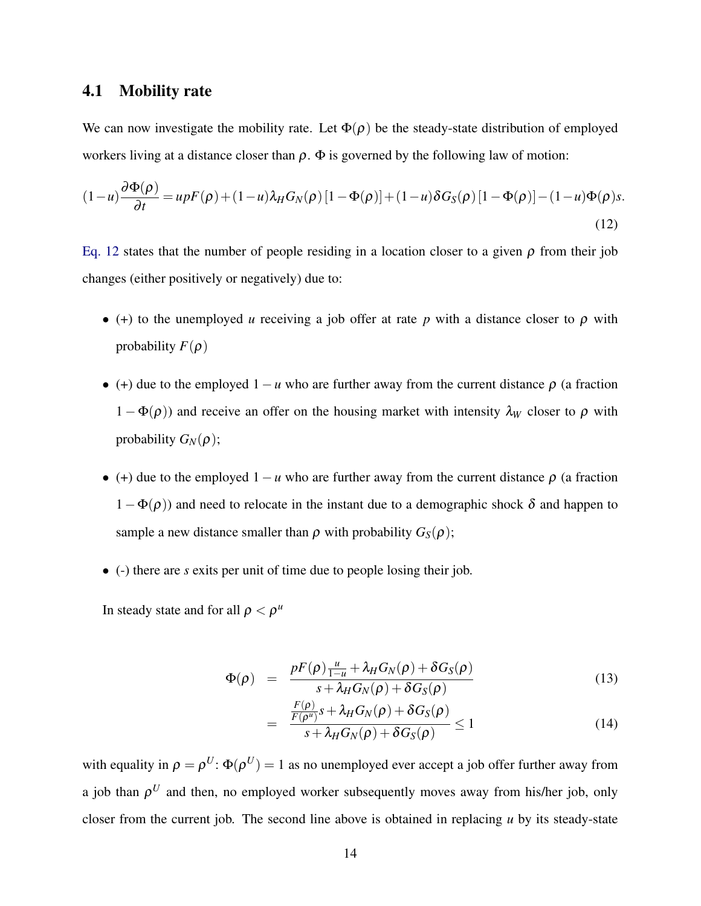## 4.1 Mobility rate

We can now investigate the mobility rate. Let $\Phi(\rho)$ be the steady-state distribution of employed workers living at a distance closer than $\rho$. $\Phi$ is governed by the following law of motion:

$$(1-u)\frac{\partial \Phi(\rho)}{\partial t} = upF(\rho) + (1-u)\lambda_H G_N(\rho)\left[1-\Phi(\rho)\right] + (1-u)\delta G_S(\rho)\left[1-\Phi(\rho)\right] - (1-u)\Phi(\rho)s. \tag{12}$$

Eq. 12 states that the number of people residing in a location closer to a given $\rho$ from their job changes (either positively or negatively) due to:

- (+) to the unemployed $u$ receiving a job offer at rate $p$ with a distance closer to $\rho$ with probability $F(\rho)$
- (+) due to the employed $1-u$ who are further away from the current distance $\rho$ (a fraction $1-\Phi(\rho)$) and receive an offer on the housing market with intensity $\lambda_W$ closer to $\rho$ with probability $G_N(\rho)$;
- (+) due to the employed $1-u$ who are further away from the current distance $\rho$ (a fraction $1-\Phi(\rho)$) and need to relocate in the instant due to a demographic shock $\delta$ and happen to sample a new distance smaller than $\rho$ with probability $G_S(\rho)$;
- (-) there are $s$ exits per unit of time due to people losing their job.

In steady state and for all $\rho < \rho^u$

$$\Phi(\rho) = \frac{pF(\rho)\frac{u}{1-u} + \lambda_H G_N(\rho) + \delta G_S(\rho)}{s + \lambda_H G_N(\rho) + \delta G_S(\rho)} \tag{13}$$

$$= \frac{\frac{F(\rho)}{F(\rho^u)}s + \lambda_H G_N(\rho) + \delta G_S(\rho)}{s + \lambda_H G_N(\rho) + \delta G_S(\rho)} \leq 1 \tag{14}$$

with equality in $\rho = \rho^U$: $\Phi(\rho^U) = 1$ as no unemployed ever accept a job offer further away from a job than $\rho^U$ and then, no employed worker subsequently moves away from his/her job, only closer from the current job. The second line above is obtained in replacing $u$ by its steady-state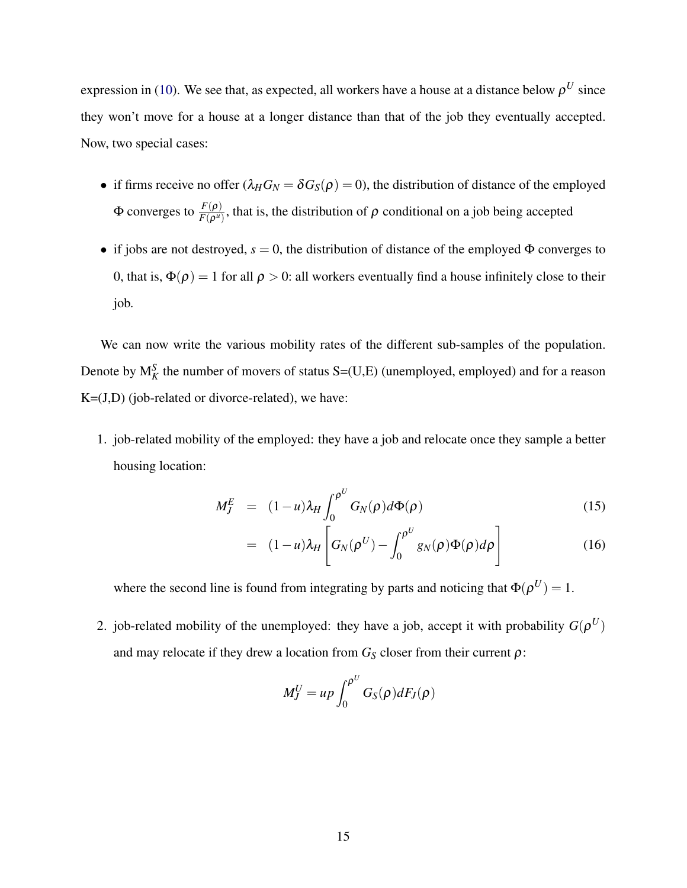expression in (10). We see that, as expected, all workers have a house at a distance below $\rho^U$ since they won't move for a house at a longer distance than that of the job they eventually accepted. Now, two special cases:

- if firms receive no offer ($\lambda_H G_N = \delta G_S(\rho) = 0$), the distribution of distance of the employed $\Phi$ converges to $\frac{F(\rho)}{F(\rho^u)}$, that is, the distribution of $\rho$ conditional on a job being accepted
- if jobs are not destroyed, $s = 0$, the distribution of distance of the employed $\Phi$ converges to 0, that is, $\Phi(\rho) = 1$ for all $\rho > 0$: all workers eventually find a house infinitely close to their job.

We can now write the various mobility rates of the different sub-samples of the population. Denote by $M_K^S$ the number of movers of status S=(U,E) (unemployed, employed) and for a reason K=(J,D) (job-related or divorce-related), we have:

1. job-related mobility of the employed: they have a job and relocate once they sample a better housing location:

$$
\begin{aligned}
M_J^E &= (1-u)\lambda_H \int_0^{\rho^U} G_N(\rho) d\Phi(\rho) && (15) \\
&= (1-u)\lambda_H \left[ G_N(\rho^U) - \int_0^{\rho^U} g_N(\rho)\Phi(\rho) d\rho \right] && (16)
\end{aligned}
$$

   where the second line is found from integrating by parts and noticing that $\Phi(\rho^U) = 1$.

2. job-related mobility of the unemployed: they have a job, accept it with probability $G(\rho^U)$ and may relocate if they drew a location from $G_S$ closer from their current $\rho$:

$$
M_J^U = up \int_0^{\rho^U} G_S(\rho) dF_J(\rho)
$$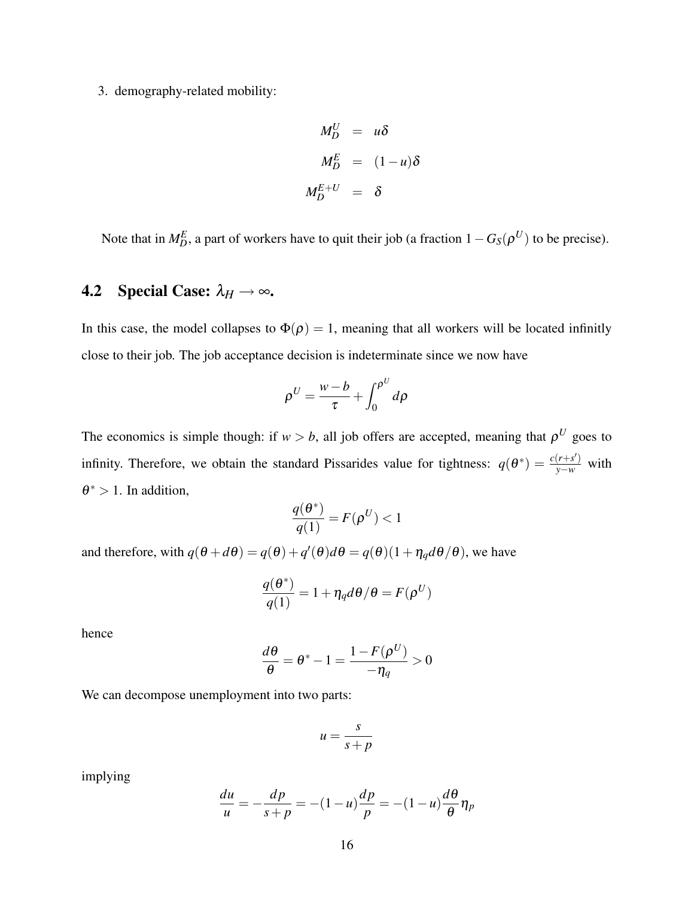3. demography-related mobility:

$$
\begin{aligned}
M_D^U &= u\delta \\
M_D^E &= (1-u)\delta \\
M_D^{E+U} &= \delta
\end{aligned}
$$

Note that in $M_D^E$, a part of workers have to quit their job (a fraction $1-G_S(\rho^U)$ to be precise).

## 4.2 Special Case: $\lambda_H \to \infty$.

In this case, the model collapses to $\Phi(\rho)=1$, meaning that all workers will be located infinitly close to their job. The job acceptance decision is indeterminate since we now have

$$
\rho^U = \frac{w-b}{\tau} + \int_0^{\rho^U} d\rho
$$

The economics is simple though: if $w > b$, all job offers are accepted, meaning that $\rho^U$ goes to infinity. Therefore, we obtain the standard Pissarides value for tightness: $q(\theta^*) = \frac{c(r+s')}{y-w}$ with $\theta^* > 1$. In addition,

$$
\frac{q(\theta^*)}{q(1)} = F(\rho^U) < 1
$$

and therefore, with $q(\theta+d\theta) = q(\theta) + q'(\theta)d\theta = q(\theta)(1+\eta_q d\theta/\theta)$, we have

$$
\frac{q(\theta^*)}{q(1)} = 1 + \eta_q d\theta/\theta = F(\rho^U)
$$

hence

$$
\frac{d\theta}{\theta} = \theta^* - 1 = \frac{1-F(\rho^U)}{-\eta_q} > 0
$$

We can decompose unemployment into two parts:

$$
u = \frac{s}{s+p}
$$

implying

$$
\frac{du}{u} = -\frac{dp}{s+p} = -(1-u)\frac{dp}{p} = -(1-u)\frac{d\theta}{\theta}\eta_p
$$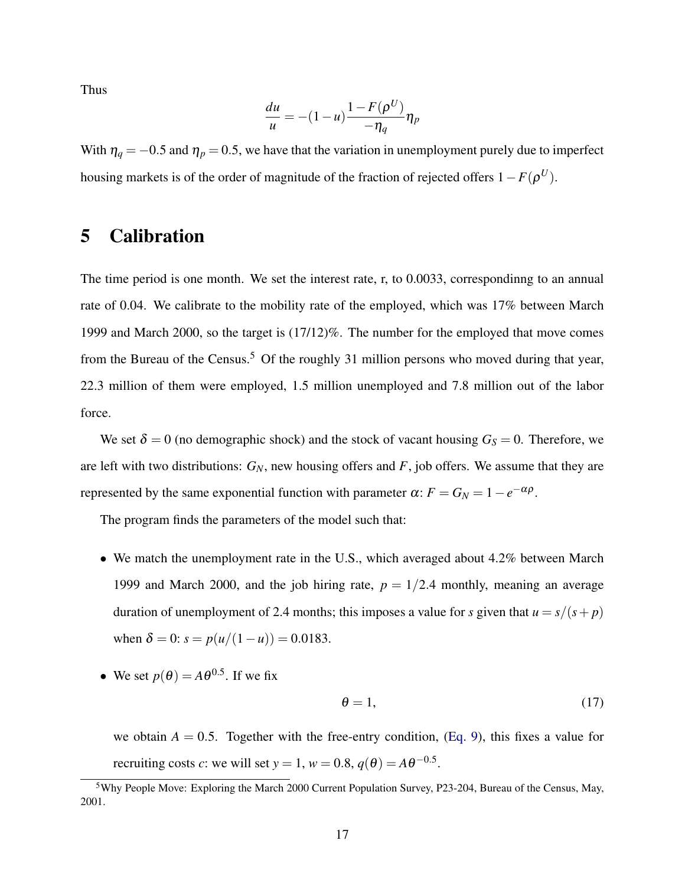Thus

$$\frac{du}{u} = -(1-u)\frac{1-F(\rho^U)}{-\eta_q}\eta_p$$

With $\eta_q = -0.5$ and $\eta_p = 0.5$, we have that the variation in unemployment purely due to imperfect housing markets is of the order of magnitude of the fraction of rejected offers $1-F(\rho^U)$.

# 5 Calibration

The time period is one month. We set the interest rate, r, to 0.0033, correspondinng to an annual rate of 0.04. We calibrate to the mobility rate of the employed, which was 17% between March 1999 and March 2000, so the target is (17/12)%. The number for the employed that move comes from the Bureau of the Census.[5] Of the roughly 31 million persons who moved during that year, 22.3 million of them were employed, 1.5 million unemployed and 7.8 million out of the labor force.

We set $\delta = 0$ (no demographic shock) and the stock of vacant housing $G_S = 0$. Therefore, we are left with two distributions: $G_N$, new housing offers and $F$, job offers. We assume that they are represented by the same exponential function with parameter $\alpha$: $F = G_N = 1 - e^{-\alpha\rho}$.

The program finds the parameters of the model such that:

- We match the unemployment rate in the U.S., which averaged about 4.2% between March 1999 and March 2000, and the job hiring rate, $p = 1/2.4$ monthly, meaning an average duration of unemployment of 2.4 months; this imposes a value for $s$ given that $u = s/(s+p)$ when $\delta = 0$: $s = p(u/(1-u)) = 0.0183$.

- We set $p(\theta) = A\theta^{0.5}$. If we fix

$$\theta = 1, \tag{17}$$

  we obtain $A = 0.5$. Together with the free-entry condition, (Eq. 9), this fixes a value for recruiting costs $c$: we will set $y = 1$, $w = 0.8$, $q(\theta) = A\theta^{-0.5}$.

[5] Why People Move: Exploring the March 2000 Current Population Survey, P23-204, Bureau of the Census, May, 2001.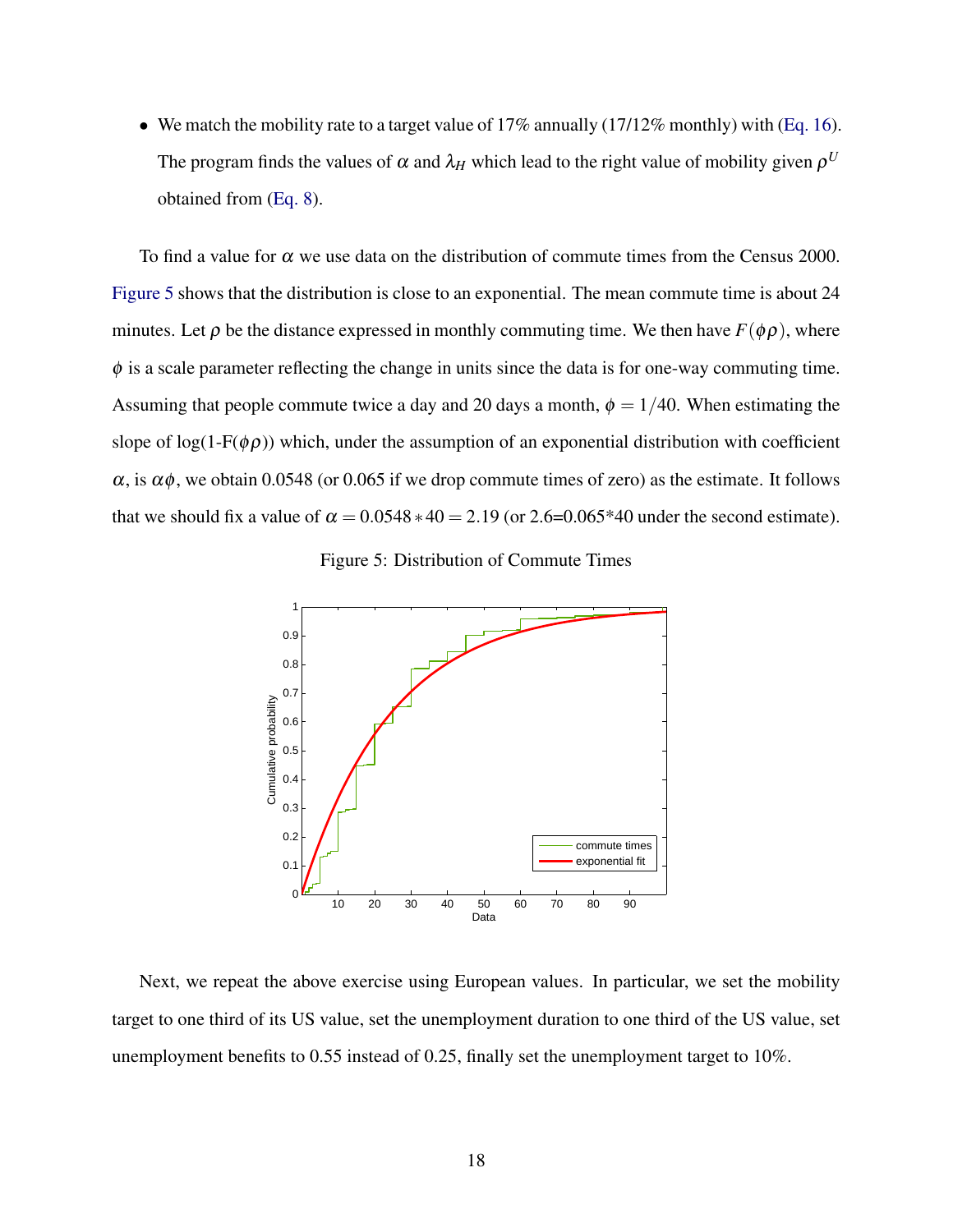- We match the mobility rate to a target value of 17% annually (17/12% monthly) with (Eq. 16). The program finds the values of $\alpha$ and $\lambda_H$ which lead to the right value of mobility given $\rho^U$ obtained from (Eq. 8).

To find a value for $\alpha$ we use data on the distribution of commute times from the Census 2000. Figure 5 shows that the distribution is close to an exponential. The mean commute time is about 24 minutes. Let $\rho$ be the distance expressed in monthly commuting time. We then have $F(\phi\rho)$, where $\phi$ is a scale parameter reflecting the change in units since the data is for one-way commuting time. Assuming that people commute twice a day and 20 days a month, $\phi = 1/40$. When estimating the slope of log(1-F($\phi\rho$)) which, under the assumption of an exponential distribution with coefficient $\alpha$, is $\alpha\phi$, we obtain 0.0548 (or 0.065 if we drop commute times of zero) as the estimate. It follows that we should fix a value of $\alpha = 0.0548 * 40 = 2.19$ (or 2.6=0.065*40 under the second estimate).

Figure 5: Distribution of Commute Times

Next, we repeat the above exercise using European values. In particular, we set the mobility target to one third of its US value, set the unemployment duration to one third of the US value, set unemployment benefits to 0.55 instead of 0.25, finally set the unemployment target to 10%.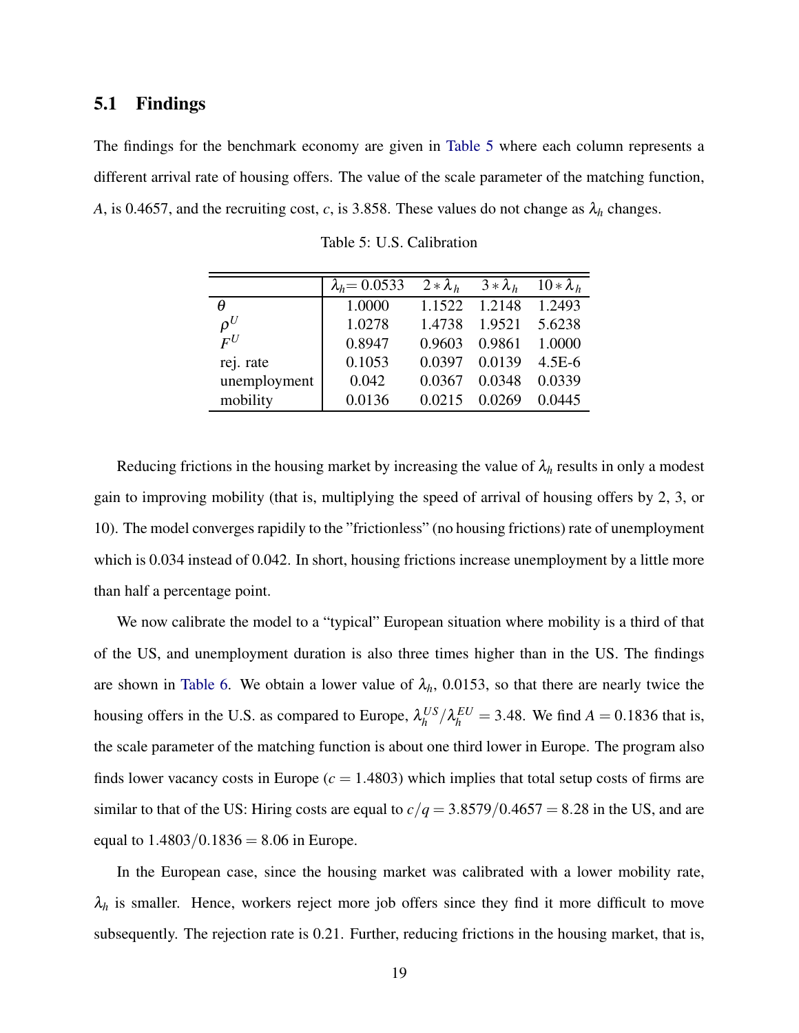## 5.1 Findings

The findings for the benchmark economy are given in Table 5 where each column represents a different arrival rate of housing offers. The value of the scale parameter of the matching function, $A$, is 0.4657, and the recruiting cost, $c$, is 3.858. These values do not change as $\lambda_h$ changes.

Table 5: U.S. Calibration

| | $\lambda_h$= 0.0533 | $2*\lambda_h$ | $3*\lambda_h$ | $10*\lambda_h$ |
|---|---|---|---|---|
| $\theta$ | 1.0000 | 1.1522 | 1.2148 | 1.2493 |
| $\rho^U$ | 1.0278 | 1.4738 | 1.9521 | 5.6238 |
| $F^U$ | 0.8947 | 0.9603 | 0.9861 | 1.0000 |
| rej. rate | 0.1053 | 0.0397 | 0.0139 | 4.5E-6 |
| unemployment | 0.042 | 0.0367 | 0.0348 | 0.0339 |
| mobility | 0.0136 | 0.0215 | 0.0269 | 0.0445 |

Reducing frictions in the housing market by increasing the value of $\lambda_h$ results in only a modest gain to improving mobility (that is, multiplying the speed of arrival of housing offers by 2, 3, or 10). The model converges rapidly to the "frictionless" (no housing frictions) rate of unemployment which is 0.034 instead of 0.042. In short, housing frictions increase unemployment by a little more than half a percentage point.

We now calibrate the model to a "typical" European situation where mobility is a third of that of the US, and unemployment duration is also three times higher than in the US. The findings are shown in Table 6. We obtain a lower value of $\lambda_h$, 0.0153, so that there are nearly twice the housing offers in the U.S. as compared to Europe, $\lambda_h^{US}/\lambda_h^{EU} = 3.48$. We find $A = 0.1836$ that is, the scale parameter of the matching function is about one third lower in Europe. The program also finds lower vacancy costs in Europe ($c = 1.4803$) which implies that total setup costs of firms are similar to that of the US: Hiring costs are equal to $c/q = 3.8579/0.4657 = 8.28$ in the US, and are equal to $1.4803/0.1836 = 8.06$ in Europe.

In the European case, since the housing market was calibrated with a lower mobility rate, $\lambda_h$ is smaller. Hence, workers reject more job offers since they find it more difficult to move subsequently. The rejection rate is 0.21. Further, reducing frictions in the housing market, that is,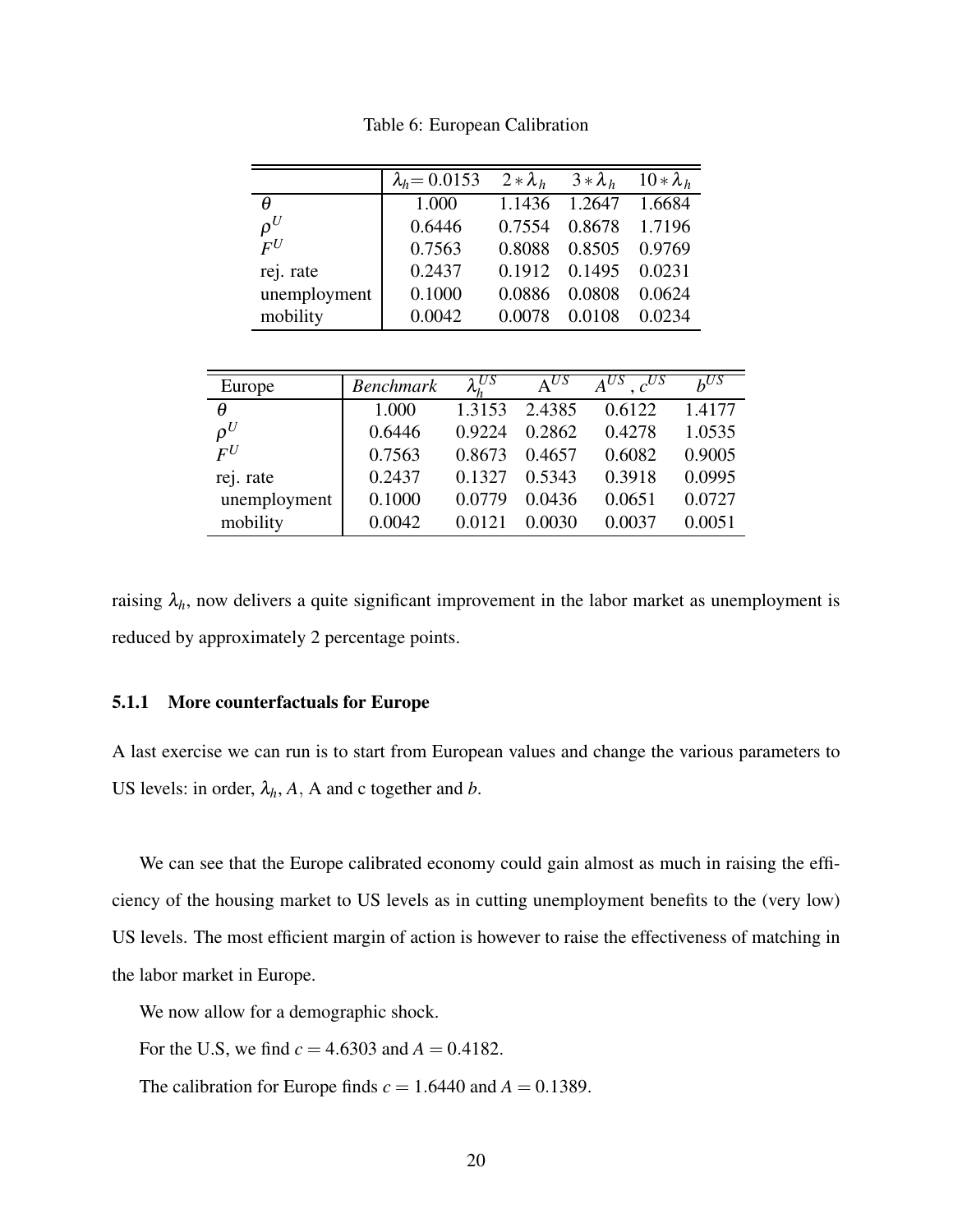Table 6: European Calibration

| | $\lambda_h$= 0.0153 | $2*\lambda_h$ | $3*\lambda_h$ | $10*\lambda_h$ |
|---|---|---|---|---|
| $\theta$ | 1.000 | 1.1436 | 1.2647 | 1.6684 |
| $\rho^U$ | 0.6446 | 0.7554 | 0.8678 | 1.7196 |
| $F^U$ | 0.7563 | 0.8088 | 0.8505 | 0.9769 |
| rej. rate | 0.2437 | 0.1912 | 0.1495 | 0.0231 |
| unemployment | 0.1000 | 0.0886 | 0.0808 | 0.0624 |
| mobility | 0.0042 | 0.0078 | 0.0108 | 0.0234 |

| Europe | *Benchmark* | $\lambda_h^{US}$ | $\mathrm{A}^{US}$ | $A^{US}$ , $c^{US}$ | $b^{US}$ |
|---|---|---|---|---|---|
| $\theta$ | 1.000 | 1.3153 | 2.4385 | 0.6122 | 1.4177 |
| $\rho^U$ | 0.6446 | 0.9224 | 0.2862 | 0.4278 | 1.0535 |
| $F^U$ | 0.7563 | 0.8673 | 0.4657 | 0.6082 | 0.9005 |
| rej. rate | 0.2437 | 0.1327 | 0.5343 | 0.3918 | 0.0995 |
| unemployment | 0.1000 | 0.0779 | 0.0436 | 0.0651 | 0.0727 |
| mobility | 0.0042 | 0.0121 | 0.0030 | 0.0037 | 0.0051 |

raising $\lambda_h$, now delivers a quite significant improvement in the labor market as unemployment is reduced by approximately 2 percentage points.

### 5.1.1 More counterfactuals for Europe

A last exercise we can run is to start from European values and change the various parameters to US levels: in order, $\lambda_h$, $A$, A and c together and $b$.

We can see that the Europe calibrated economy could gain almost as much in raising the efficiency of the housing market to US levels as in cutting unemployment benefits to the (very low) US levels. The most efficient margin of action is however to raise the effectiveness of matching in the labor market in Europe.

We now allow for a demographic shock.

For the U.S, we find $c = 4.6303$ and $A = 0.4182$.

The calibration for Europe finds $c = 1.6440$ and $A = 0.1389$.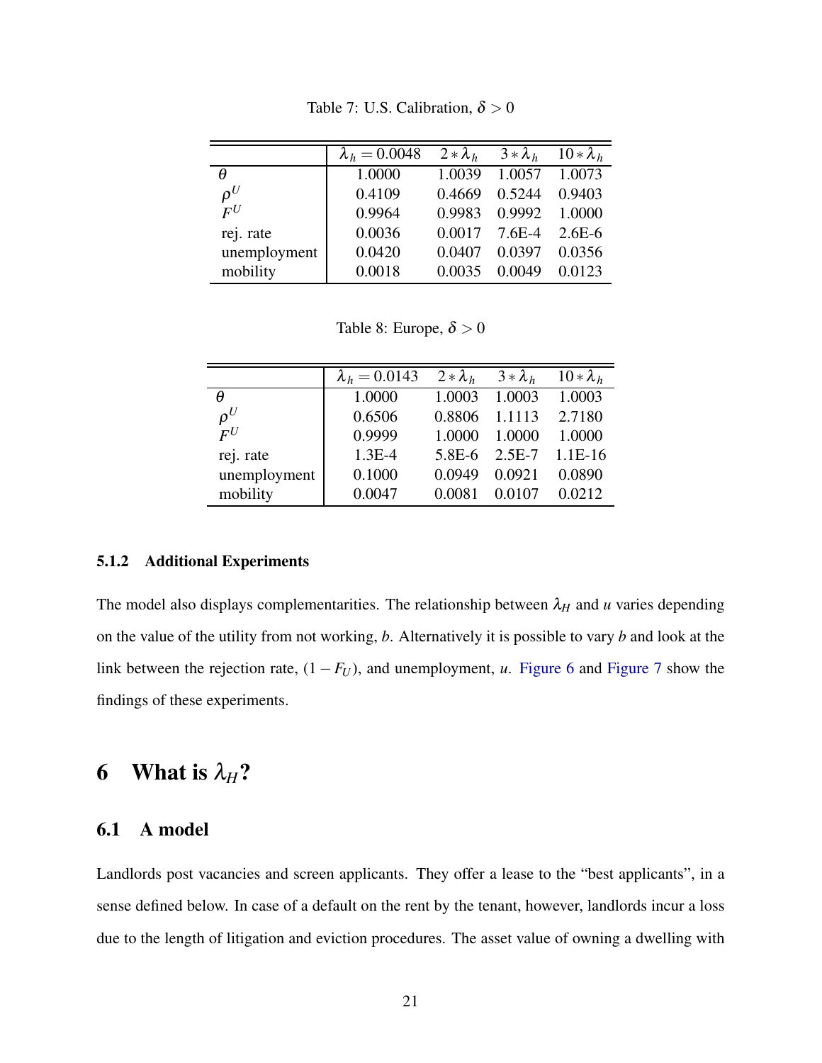Table 7: U.S. Calibration, $\delta > 0$

| | $\lambda_h = 0.0048$ | $2 * \lambda_h$ | $3 * \lambda_h$ | $10 * \lambda_h$ |
|---|---|---|---|---|
| $\theta$ | 1.0000 | 1.0039 | 1.0057 | 1.0073 |
| $\rho^U$ | 0.4109 | 0.4669 | 0.5244 | 0.9403 |
| $F^U$ | 0.9964 | 0.9983 | 0.9992 | 1.0000 |
| rej. rate | 0.0036 | 0.0017 | 7.6E-4 | 2.6E-6 |
| unemployment | 0.0420 | 0.0407 | 0.0397 | 0.0356 |
| mobility | 0.0018 | 0.0035 | 0.0049 | 0.0123 |

Table 8: Europe, $\delta > 0$

| | $\lambda_h = 0.0143$ | $2 * \lambda_h$ | $3 * \lambda_h$ | $10 * \lambda_h$ |
|---|---|---|---|---|
| $\theta$ | 1.0000 | 1.0003 | 1.0003 | 1.0003 |
| $\rho^U$ | 0.6506 | 0.8806 | 1.1113 | 2.7180 |
| $F^U$ | 0.9999 | 1.0000 | 1.0000 | 1.0000 |
| rej. rate | 1.3E-4 | 5.8E-6 | 2.5E-7 | 1.1E-16 |
| unemployment | 0.1000 | 0.0949 | 0.0921 | 0.0890 |
| mobility | 0.0047 | 0.0081 | 0.0107 | 0.0212 |

### 5.1.2 Additional Experiments

The model also displays complementarities. The relationship between $\lambda_H$ and $u$ varies depending on the value of the utility from not working, $b$. Alternatively it is possible to vary $b$ and look at the link between the rejection rate, $(1 - F_U)$, and unemployment, $u$. Figure 6 and Figure 7 show the findings of these experiments.

# 6 What is $\lambda_H$?

## 6.1 A model

Landlords post vacancies and screen applicants. They offer a lease to the "best applicants", in a sense defined below. In case of a default on the rent by the tenant, however, landlords incur a loss due to the length of litigation and eviction procedures. The asset value of owning a dwelling with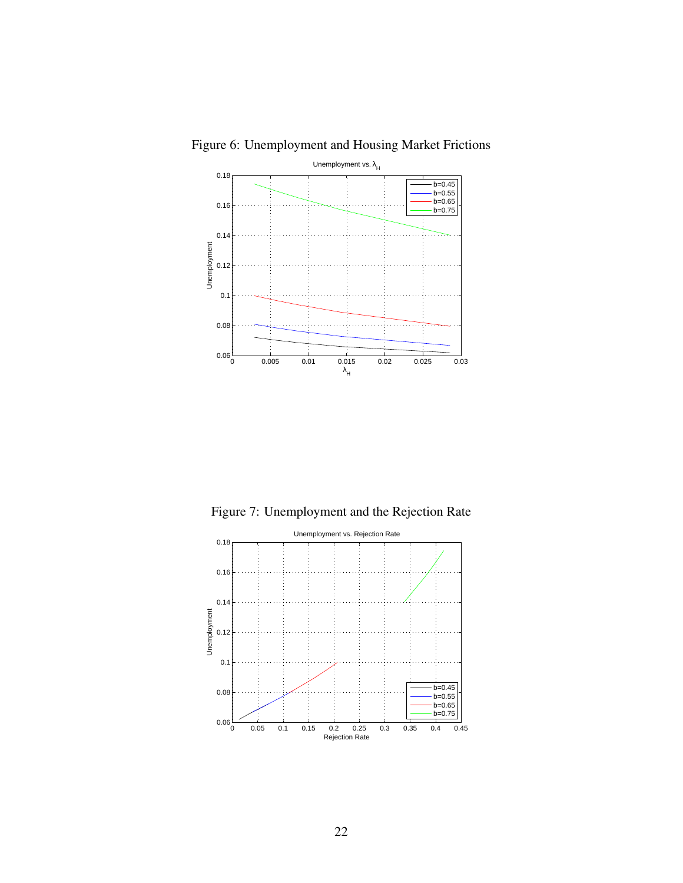Figure 6: Unemployment and Housing Market Frictions

Figure 7: Unemployment and the Rejection Rate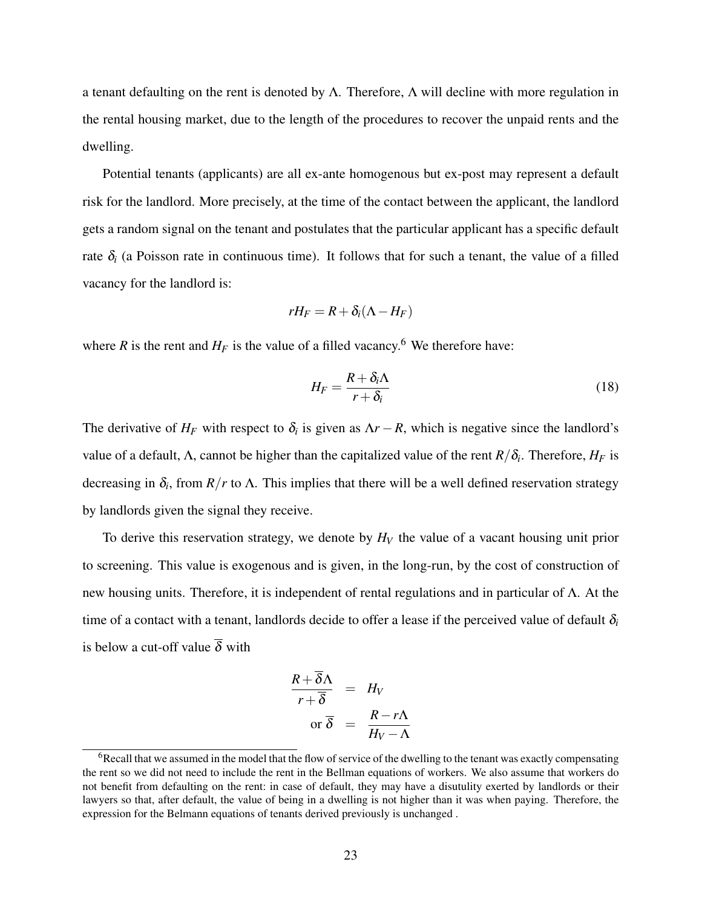a tenant defaulting on the rent is denoted by $\Lambda$. Therefore, $\Lambda$ will decline with more regulation in the rental housing market, due to the length of the procedures to recover the unpaid rents and the dwelling.

Potential tenants (applicants) are all ex-ante homogenous but ex-post may represent a default risk for the landlord. More precisely, at the time of the contact between the applicant, the landlord gets a random signal on the tenant and postulates that the particular applicant has a specific default rate $\delta_i$ (a Poisson rate in continuous time). It follows that for such a tenant, the value of a filled vacancy for the landlord is:

$$rH_F = R + \delta_i(\Lambda - H_F)$$

where $R$ is the rent and $H_F$ is the value of a filled vacancy.[6] We therefore have:

$$H_F = \frac{R + \delta_i \Lambda}{r + \delta_i} \tag{18}$$

The derivative of $H_F$ with respect to $\delta_i$ is given as $\Lambda r - R$, which is negative since the landlord's value of a default, $\Lambda$, cannot be higher than the capitalized value of the rent $R/\delta_i$. Therefore, $H_F$ is decreasing in $\delta_i$, from $R/r$ to $\Lambda$. This implies that there will be a well defined reservation strategy by landlords given the signal they receive.

To derive this reservation strategy, we denote by $H_V$ the value of a vacant housing unit prior to screening. This value is exogenous and is given, in the long-run, by the cost of construction of new housing units. Therefore, it is independent of rental regulations and in particular of $\Lambda$. At the time of a contact with a tenant, landlords decide to offer a lease if the perceived value of default $\delta_i$ is below a cut-off value $\overline{\delta}$ with

$$\begin{aligned} \frac{R + \overline{\delta}\Lambda}{r + \overline{\delta}} &= H_V \\ \text{or } \overline{\delta} &= \frac{R - r\Lambda}{H_V - \Lambda} \end{aligned}$$

[6] Recall that we assumed in the model that the flow of service of the dwelling to the tenant was exactly compensating the rent so we did not need to include the rent in the Bellman equations of workers. We also assume that workers do not benefit from defaulting on the rent: in case of default, they may have a disutility exerted by landlords or their lawyers so that, after default, the value of being in a dwelling is not higher than it was when paying. Therefore, the expression for the Belmann equations of tenants derived previously is unchanged .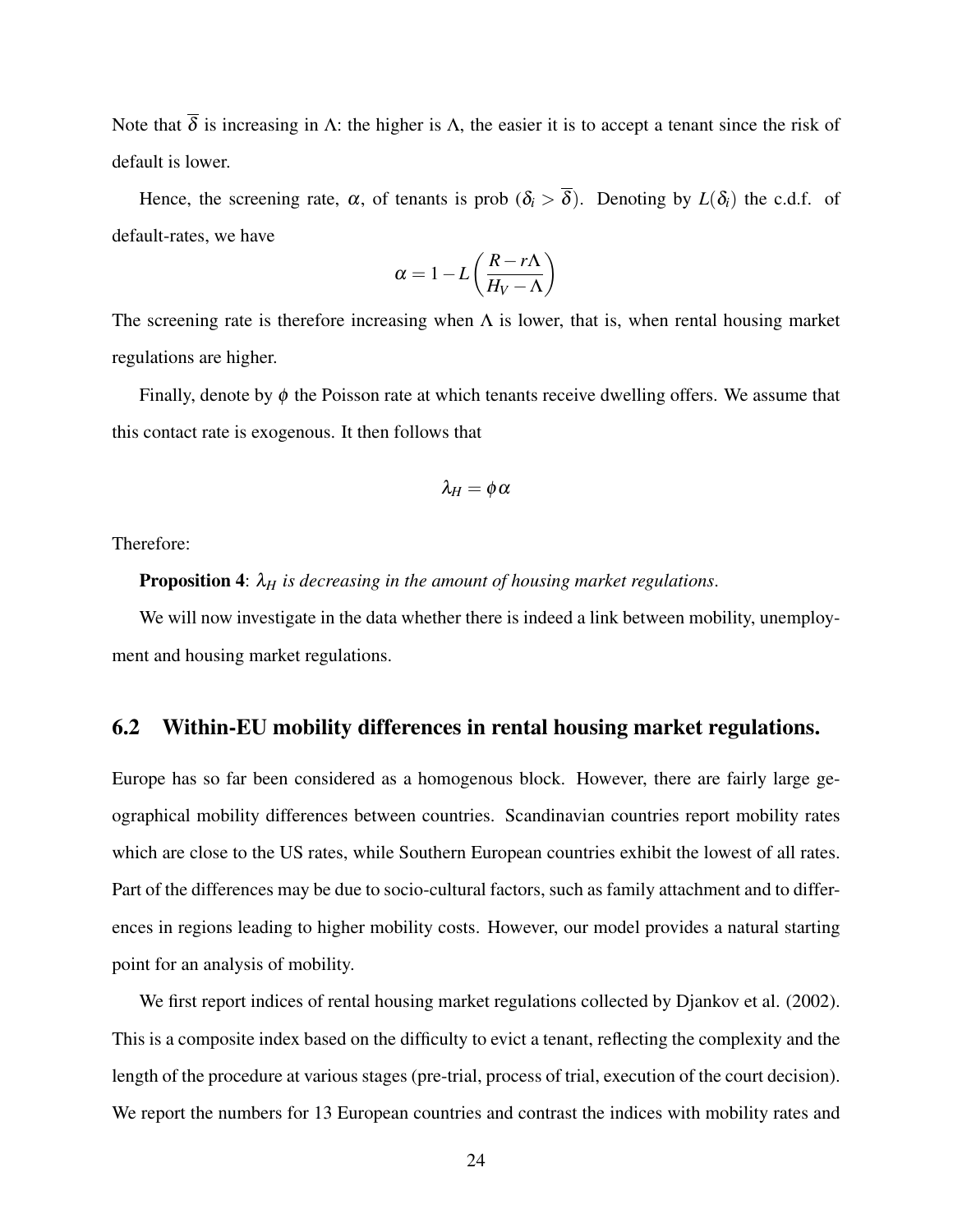Note that $\overline{\delta}$ is increasing in $\Lambda$: the higher is $\Lambda$, the easier it is to accept a tenant since the risk of default is lower.

Hence, the screening rate, $\alpha$, of tenants is prob $(\delta_i > \overline{\delta})$. Denoting by $L(\delta_i)$ the c.d.f. of default-rates, we have

$$\alpha = 1 - L\left(\frac{R - r\Lambda}{H_V - \Lambda}\right)$$

The screening rate is therefore increasing when $\Lambda$ is lower, that is, when rental housing market regulations are higher.

Finally, denote by $\phi$ the Poisson rate at which tenants receive dwelling offers. We assume that this contact rate is exogenous. It then follows that

$$\lambda_H = \phi\alpha$$

Therefore:

**Proposition 4**: *$\lambda_H$ is decreasing in the amount of housing market regulations.*

We will now investigate in the data whether there is indeed a link between mobility, unemployment and housing market regulations.

## 6.2 Within-EU mobility differences in rental housing market regulations.

Europe has so far been considered as a homogenous block. However, there are fairly large geographical mobility differences between countries. Scandinavian countries report mobility rates which are close to the US rates, while Southern European countries exhibit the lowest of all rates. Part of the differences may be due to socio-cultural factors, such as family attachment and to differences in regions leading to higher mobility costs. However, our model provides a natural starting point for an analysis of mobility.

We first report indices of rental housing market regulations collected by Djankov et al. (2002). This is a composite index based on the difficulty to evict a tenant, reflecting the complexity and the length of the procedure at various stages (pre-trial, process of trial, execution of the court decision). We report the numbers for 13 European countries and contrast the indices with mobility rates and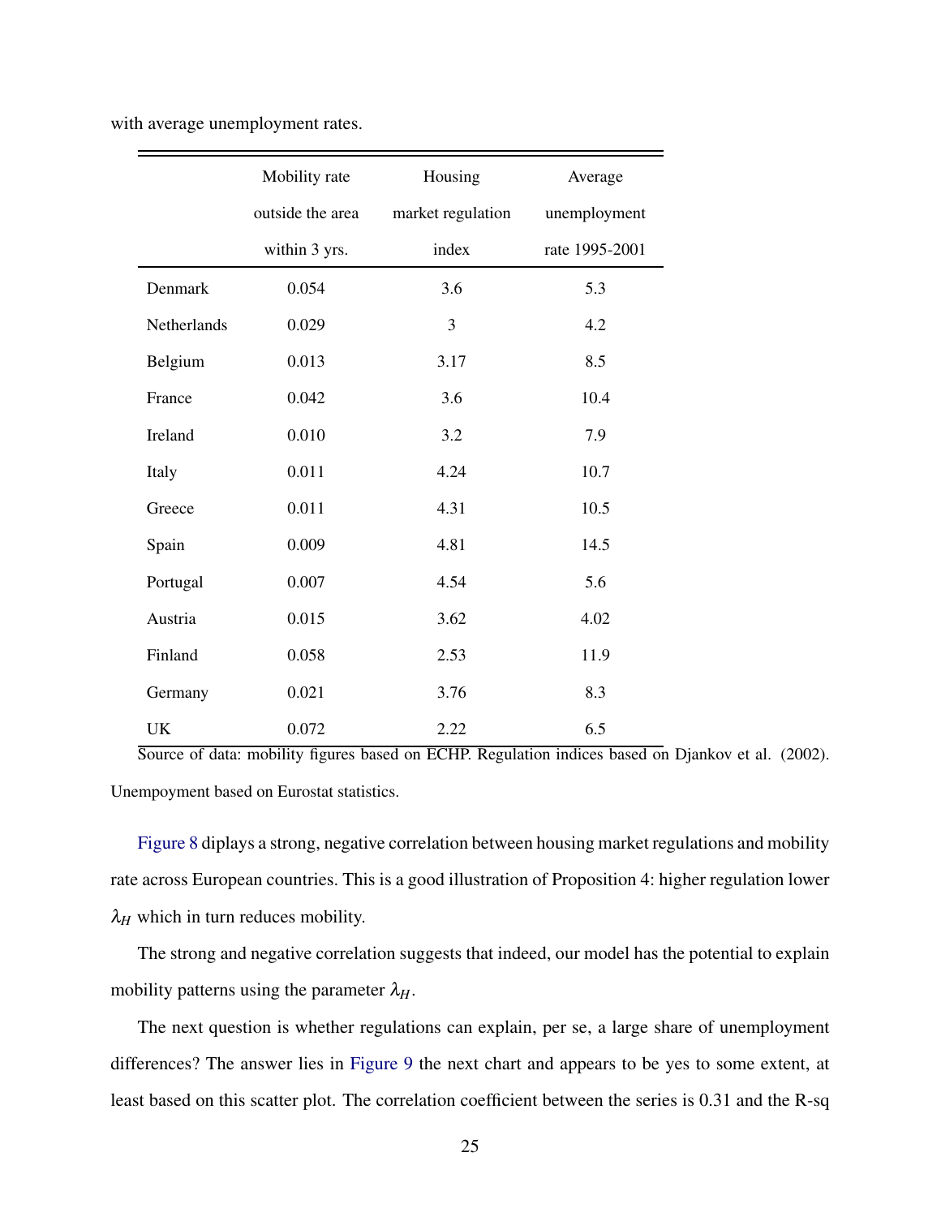with average unemployment rates.

| | Mobility rate outside the area within 3 yrs. | Housing market regulation index | Average unemployment rate 1995-2001 |
|---|---|---|---|
| Denmark | 0.054 | 3.6 | 5.3 |
| Netherlands | 0.029 | 3 | 4.2 |
| Belgium | 0.013 | 3.17 | 8.5 |
| France | 0.042 | 3.6 | 10.4 |
| Ireland | 0.010 | 3.2 | 7.9 |
| Italy | 0.011 | 4.24 | 10.7 |
| Greece | 0.011 | 4.31 | 10.5 |
| Spain | 0.009 | 4.81 | 14.5 |
| Portugal | 0.007 | 4.54 | 5.6 |
| Austria | 0.015 | 3.62 | 4.02 |
| Finland | 0.058 | 2.53 | 11.9 |
| Germany | 0.021 | 3.76 | 8.3 |
| UK | 0.072 | 2.22 | 6.5 |

Source of data: mobility figures based on ECHP. Regulation indices based on Djankov et al. (2002). Unempoyment based on Eurostat statistics.

Figure 8 diplays a strong, negative correlation between housing market regulations and mobility rate across European countries. This is a good illustration of Proposition 4: higher regulation lower $\lambda_H$ which in turn reduces mobility.

The strong and negative correlation suggests that indeed, our model has the potential to explain mobility patterns using the parameter $\lambda_H$.

The next question is whether regulations can explain, per se, a large share of unemployment differences? The answer lies in Figure 9 the next chart and appears to be yes to some extent, at least based on this scatter plot. The correlation coefficient between the series is 0.31 and the R-sq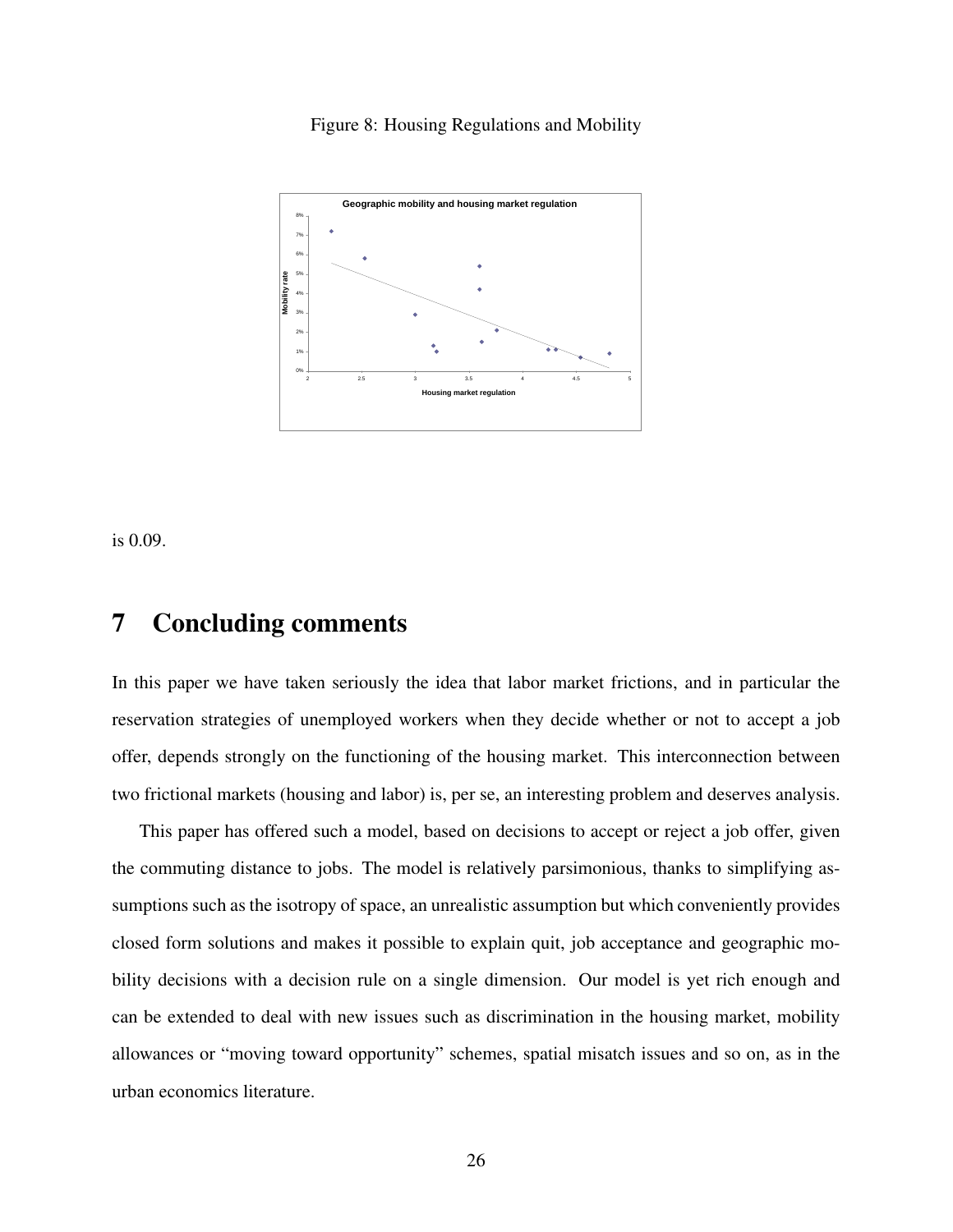Figure 8: Housing Regulations and Mobility

is 0.09.

# 7 Concluding comments

In this paper we have taken seriously the idea that labor market frictions, and in particular the reservation strategies of unemployed workers when they decide whether or not to accept a job offer, depends strongly on the functioning of the housing market. This interconnection between two frictional markets (housing and labor) is, per se, an interesting problem and deserves analysis.

This paper has offered such a model, based on decisions to accept or reject a job offer, given the commuting distance to jobs. The model is relatively parsimonious, thanks to simplifying assumptions such as the isotropy of space, an unrealistic assumption but which conveniently provides closed form solutions and makes it possible to explain quit, job acceptance and geographic mobility decisions with a decision rule on a single dimension. Our model is yet rich enough and can be extended to deal with new issues such as discrimination in the housing market, mobility allowances or "moving toward opportunity" schemes, spatial misatch issues and so on, as in the urban economics literature.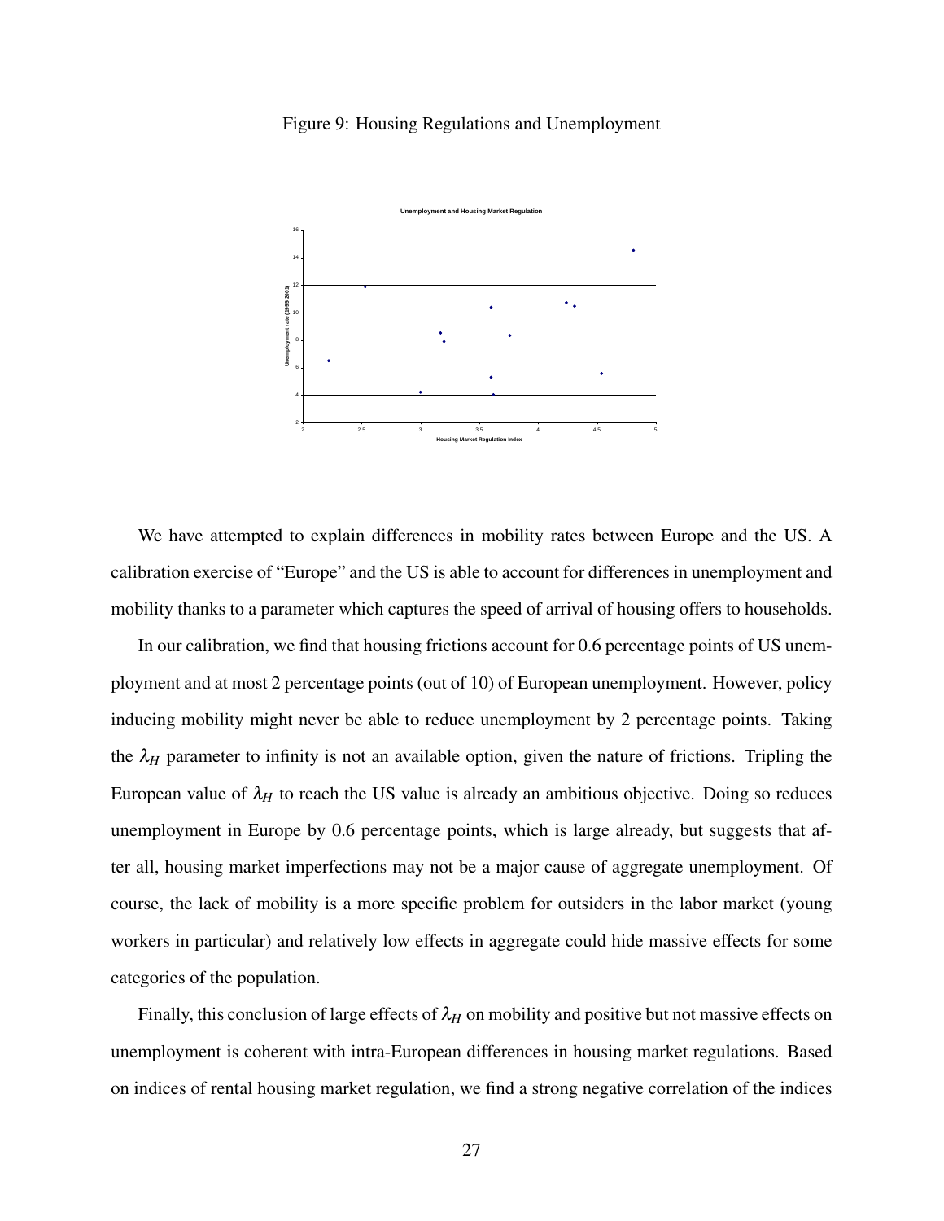Figure 9: Housing Regulations and Unemployment

We have attempted to explain differences in mobility rates between Europe and the US. A calibration exercise of "Europe" and the US is able to account for differences in unemployment and mobility thanks to a parameter which captures the speed of arrival of housing offers to households.

In our calibration, we find that housing frictions account for 0.6 percentage points of US unemployment and at most 2 percentage points (out of 10) of European unemployment. However, policy inducing mobility might never be able to reduce unemployment by 2 percentage points. Taking the $\lambda_H$ parameter to infinity is not an available option, given the nature of frictions. Tripling the European value of $\lambda_H$ to reach the US value is already an ambitious objective. Doing so reduces unemployment in Europe by 0.6 percentage points, which is large already, but suggests that after all, housing market imperfections may not be a major cause of aggregate unemployment. Of course, the lack of mobility is a more specific problem for outsiders in the labor market (young workers in particular) and relatively low effects in aggregate could hide massive effects for some categories of the population.

Finally, this conclusion of large effects of $\lambda_H$ on mobility and positive but not massive effects on unemployment is coherent with intra-European differences in housing market regulations. Based on indices of rental housing market regulation, we find a strong negative correlation of the indices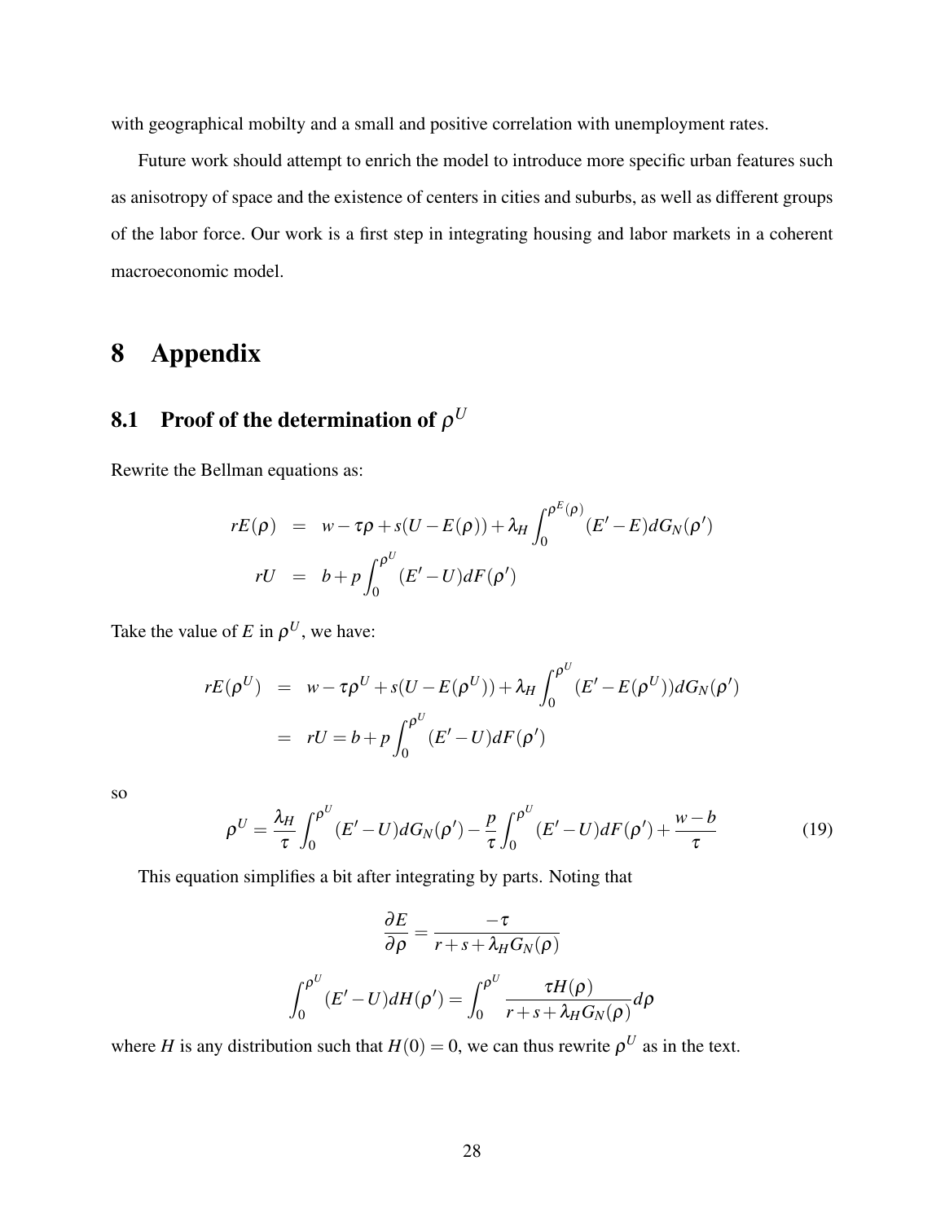with geographical mobilty and a small and positive correlation with unemployment rates.

Future work should attempt to enrich the model to introduce more specific urban features such as anisotropy of space and the existence of centers in cities and suburbs, as well as different groups of the labor force. Our work is a first step in integrating housing and labor markets in a coherent macroeconomic model.

# 8 Appendix

## 8.1 Proof of the determination of $\rho^U$

Rewrite the Bellman equations as:

$$
\begin{aligned}
rE(\rho) &= w - \tau\rho + s(U - E(\rho)) + \lambda_H \int_0^{\rho^E(\rho)} (E' - E) dG_N(\rho') \\
rU &= b + p \int_0^{\rho^U} (E' - U) dF(\rho')
\end{aligned}
$$

Take the value of $E$ in $\rho^U$, we have:

$$
\begin{aligned}
rE(\rho^U) &= w - \tau\rho^U + s(U - E(\rho^U)) + \lambda_H \int_0^{\rho^U} (E' - E(\rho^U)) dG_N(\rho') \\
&= rU = b + p \int_0^{\rho^U} (E' - U) dF(\rho')
\end{aligned}
$$

so

$$
\rho^U = \frac{\lambda_H}{\tau} \int_0^{\rho^U} (E' - U) dG_N(\rho') - \frac{p}{\tau} \int_0^{\rho^U} (E' - U) dF(\rho') + \frac{w - b}{\tau} \tag{19}
$$

This equation simplifies a bit after integrating by parts. Noting that

$$
\frac{\partial E}{\partial \rho} = \frac{-\tau}{r + s + \lambda_H G_N(\rho)}
$$

$$
\int_0^{\rho^U} (E' - U) dH(\rho') = \int_0^{\rho^U} \frac{\tau H(\rho)}{r + s + \lambda_H G_N(\rho)} d\rho
$$

where $H$ is any distribution such that $H(0) = 0$, we can thus rewrite $\rho^U$ as in the text.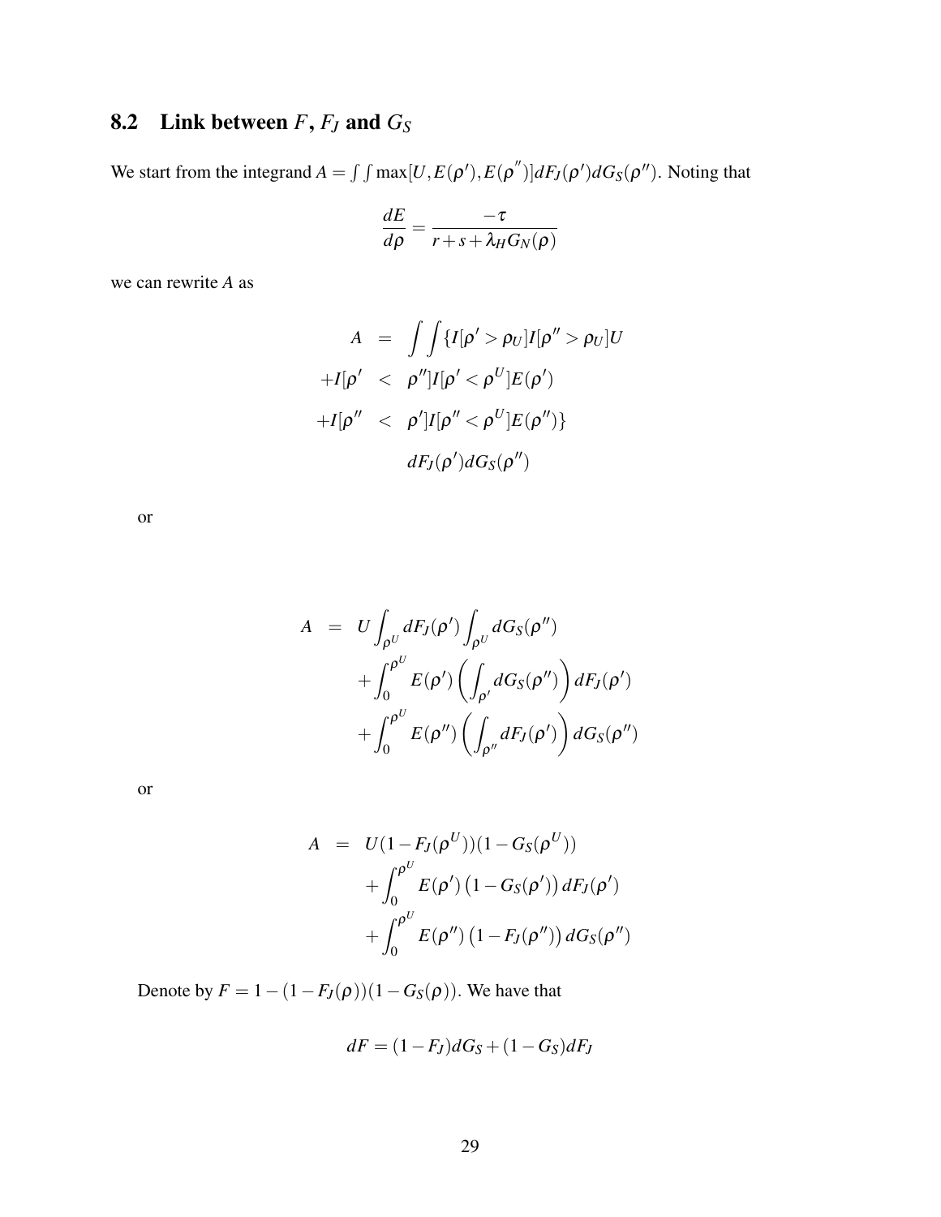## 8.2 Link between $F$, $F_J$ and $G_S$

We start from the integrand $A = \int\int \max[U, E(\rho'), E(\rho^{''})] dF_J(\rho') dG_S(\rho'')$. Noting that

$$\frac{dE}{d\rho} = \frac{-\tau}{r+s+\lambda_H G_N(\rho)}$$

we can rewrite $A$ as

$$\begin{aligned}
A &= \int\int \{ I[\rho' > \rho_U] I[\rho'' > \rho_U] U \\
+I[\rho' &< \rho''] I[\rho' < \rho^U] E(\rho') \\
+I[\rho'' &< \rho'] I[\rho'' < \rho^U] E(\rho'') \} \\
& \quad dF_J(\rho') dG_S(\rho'')
\end{aligned}$$

or

$$\begin{aligned}
A &= U \int_{\rho^U} dF_J(\rho') \int_{\rho^U} dG_S(\rho'') \\
&\quad + \int_0^{\rho^U} E(\rho') \left( \int_{\rho'} dG_S(\rho'') \right) dF_J(\rho') \\
&\quad + \int_0^{\rho^U} E(\rho'') \left( \int_{\rho''} dF_J(\rho') \right) dG_S(\rho'')
\end{aligned}$$

or

$$\begin{aligned}
A &= U(1 - F_J(\rho^U))(1 - G_S(\rho^U)) \\
&\quad + \int_0^{\rho^U} E(\rho') \left(1 - G_S(\rho')\right) dF_J(\rho') \\
&\quad + \int_0^{\rho^U} E(\rho'') \left(1 - F_J(\rho'')\right) dG_S(\rho'')
\end{aligned}$$

Denote by $F = 1 - (1 - F_J(\rho))(1 - G_S(\rho))$. We have that

$$dF = (1 - F_J) dG_S + (1 - G_S) dF_J$$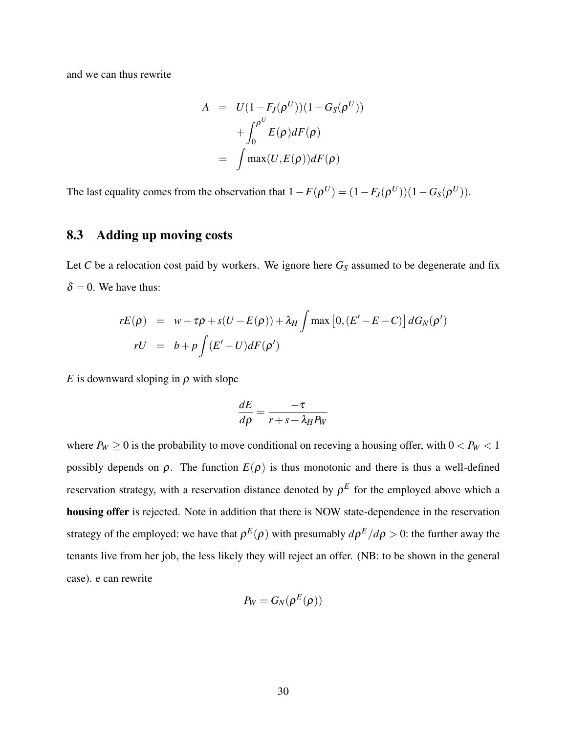and we can thus rewrite

$$
\begin{aligned}
A &= U(1-F_J(\rho^U))(1-G_S(\rho^U)) \\
&\quad + \int_0^{\rho^U} E(\rho) dF(\rho) \\
&= \int \max(U, E(\rho)) dF(\rho)
\end{aligned}
$$

The last equality comes from the observation that $1-F(\rho^U) = (1-F_J(\rho^U))(1-G_S(\rho^U))$.

### 8.3 Adding up moving costs

Let $C$ be a relocation cost paid by workers. We ignore here $G_S$ assumed to be degenerate and fix $\delta = 0$. We have thus:

$$
\begin{aligned}
rE(\rho) &= w - \tau\rho + s(U - E(\rho)) + \lambda_H \int \max\left[0, (E' - E - C)\right] dG_N(\rho') \\
rU &= b + p \int (E' - U) dF(\rho')
\end{aligned}
$$

$E$ is downward sloping in $\rho$ with slope

$$
\frac{dE}{d\rho} = \frac{-\tau}{r + s + \lambda_H P_W}
$$

where $P_W \geq 0$ is the probability to move conditional on receving a housing offer, with $0 < P_W < 1$ possibly depends on $\rho$. The function $E(\rho)$ is thus monotonic and there is thus a well-defined reservation strategy, with a reservation distance denoted by $\rho^E$ for the employed above which a **housing offer** is rejected. Note in addition that there is NOW state-dependence in the reservation strategy of the employed: we have that $\rho^E(\rho)$ with presumably $d\rho^E/d\rho > 0$: the further away the tenants live from her job, the less likely they will reject an offer. (NB: to be shown in the general case). e can rewrite

$$
P_W = G_N(\rho^E(\rho))
$$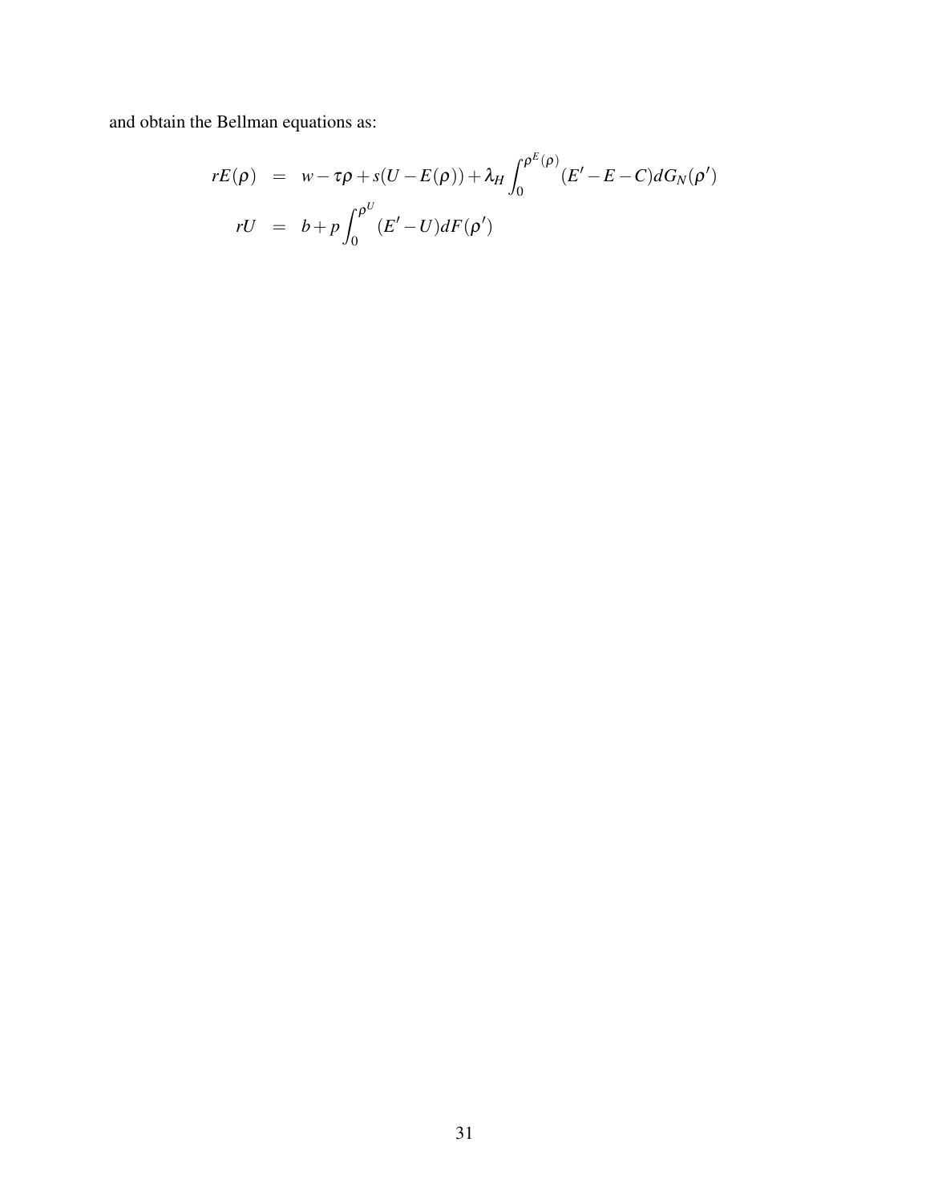and obtain the Bellman equations as:

$$
\begin{aligned}
rE(\rho) &= w - \tau\rho + s(U - E(\rho)) + \lambda_H \int_0^{\rho^E(\rho)} (E' - E - C) dG_N(\rho') \\
rU &= b + p \int_0^{\rho^U} (E' - U) dF(\rho')
\end{aligned}
$$